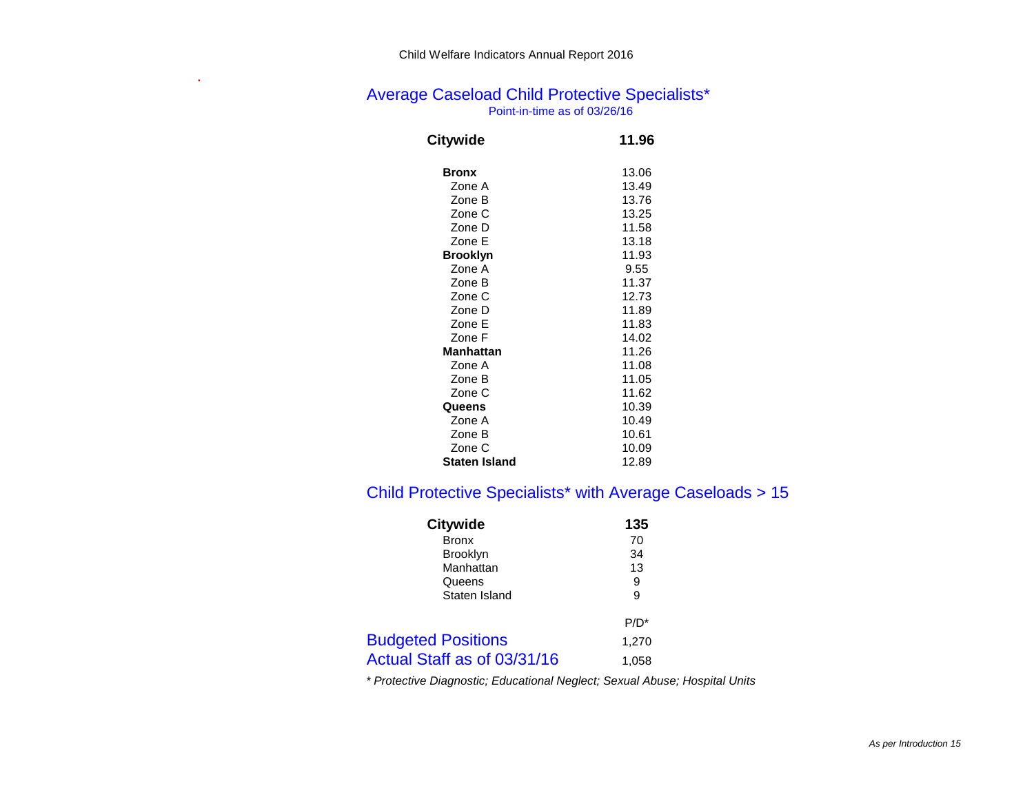Child Welfare Indicators Annual Report 2016

## Average Caseload Child Protective Specialists*

Point-in-time as of 03/26/16

| | |
|---|---|
| **Citywide** | **11.96** |
| **Bronx** | 13.06 |
| Zone A | 13.49 |
| Zone B | 13.76 |
| Zone C | 13.25 |
| Zone D | 11.58 |
| Zone E | 13.18 |
| **Brooklyn** | 11.93 |
| Zone A | 9.55 |
| Zone B | 11.37 |
| Zone C | 12.73 |
| Zone D | 11.89 |
| Zone E | 11.83 |
| Zone F | 14.02 |
| **Manhattan** | 11.26 |
| Zone A | 11.08 |
| Zone B | 11.05 |
| Zone C | 11.62 |
| **Queens** | 10.39 |
| Zone A | 10.49 |
| Zone B | 10.61 |
| Zone C | 10.09 |
| **Staten Island** | 12.89 |

## Child Protective Specialists* with Average Caseloads > 15

| | |
|---|---|
| **Citywide** | **135** |
| Bronx | 70 |
| Brooklyn | 34 |
| Manhattan | 13 |
| Queens | 9 |
| Staten Island | 9 |

| | P/D* |
|---|---|
| Budgeted Positions | 1,270 |
| Actual Staff as of 03/31/16 | 1,058 |

*\* Protective Diagnostic; Educational Neglect; Sexual Abuse; Hospital Units*

*As per Introduction 15*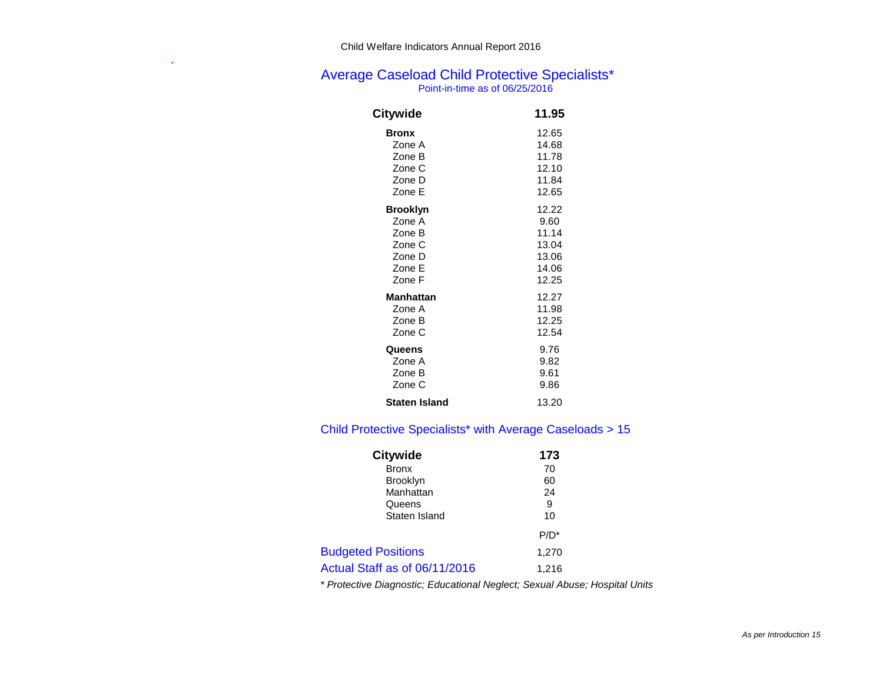Child Welfare Indicators Annual Report 2016

## Average Caseload Child Protective Specialists*

Point-in-time as of 06/25/2016

| | |
|---|---|
| **Citywide** | **11.95** |
| **Bronx** | 12.65 |
| Zone A | 14.68 |
| Zone B | 11.78 |
| Zone C | 12.10 |
| Zone D | 11.84 |
| Zone E | 12.65 |
| **Brooklyn** | 12.22 |
| Zone A | 9.60 |
| Zone B | 11.14 |
| Zone C | 13.04 |
| Zone D | 13.06 |
| Zone E | 14.06 |
| Zone F | 12.25 |
| **Manhattan** | 12.27 |
| Zone A | 11.98 |
| Zone B | 12.25 |
| Zone C | 12.54 |
| **Queens** | 9.76 |
| Zone A | 9.82 |
| Zone B | 9.61 |
| Zone C | 9.86 |
| **Staten Island** | 13.20 |

## Child Protective Specialists* with Average Caseloads > 15

| | |
|---|---|
| **Citywide** | **173** |
| Bronx | 70 |
| Brooklyn | 60 |
| Manhattan | 24 |
| Queens | 9 |
| Staten Island | 10 |

| | P/D* |
|---|---|
| Budgeted Positions | 1,270 |
| Actual Staff as of 06/11/2016 | 1,216 |

*\* Protective Diagnostic; Educational Neglect; Sexual Abuse; Hospital Units*

*As per Introduction 15*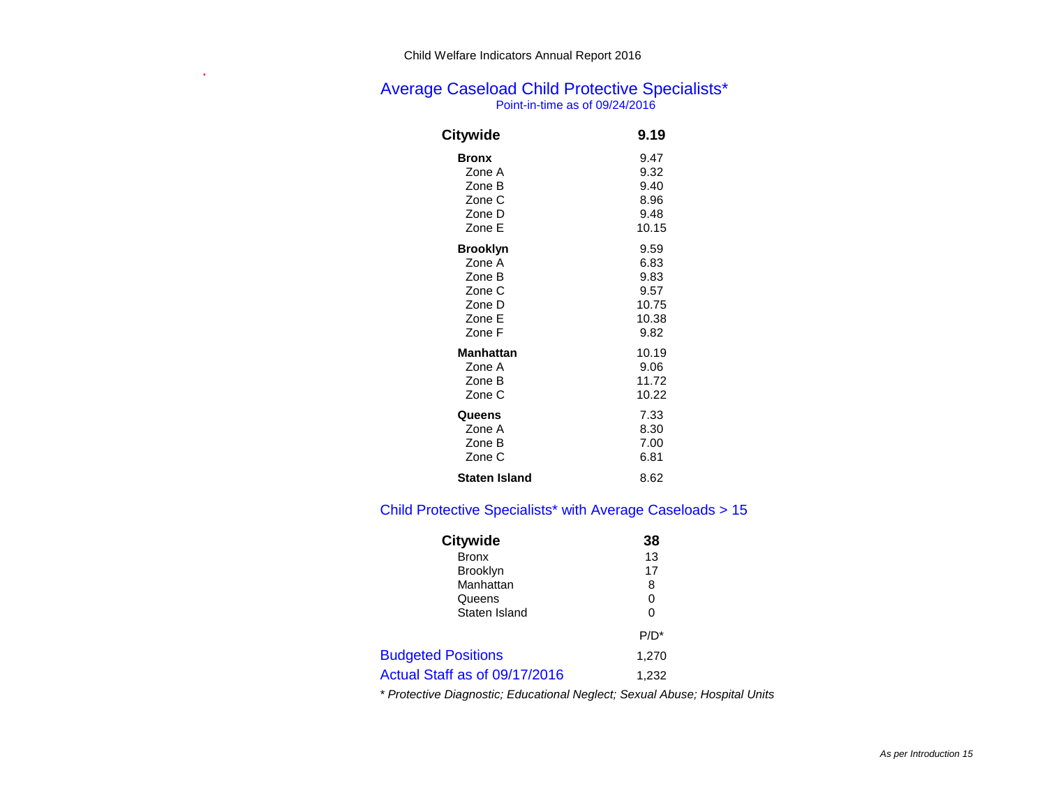Child Welfare Indicators Annual Report 2016

## Average Caseload Child Protective Specialists*

Point-in-time as of 09/24/2016

| | |
|---|---|
| **Citywide** | **9.19** |
| **Bronx** | 9.47 |
| Zone A | 9.32 |
| Zone B | 9.40 |
| Zone C | 8.96 |
| Zone D | 9.48 |
| Zone E | 10.15 |
| **Brooklyn** | 9.59 |
| Zone A | 6.83 |
| Zone B | 9.83 |
| Zone C | 9.57 |
| Zone D | 10.75 |
| Zone E | 10.38 |
| Zone F | 9.82 |
| **Manhattan** | 10.19 |
| Zone A | 9.06 |
| Zone B | 11.72 |
| Zone C | 10.22 |
| **Queens** | 7.33 |
| Zone A | 8.30 |
| Zone B | 7.00 |
| Zone C | 6.81 |
| **Staten Island** | 8.62 |

## Child Protective Specialists* with Average Caseloads > 15

| | |
|---|---|
| **Citywide** | **38** |
| Bronx | 13 |
| Brooklyn | 17 |
| Manhattan | 8 |
| Queens | 0 |
| Staten Island | 0 |

| | P/D* |
|---|---|
| Budgeted Positions | 1,270 |
| Actual Staff as of 09/17/2016 | 1,232 |

*\* Protective Diagnostic; Educational Neglect; Sexual Abuse; Hospital Units*

*As per Introduction 15*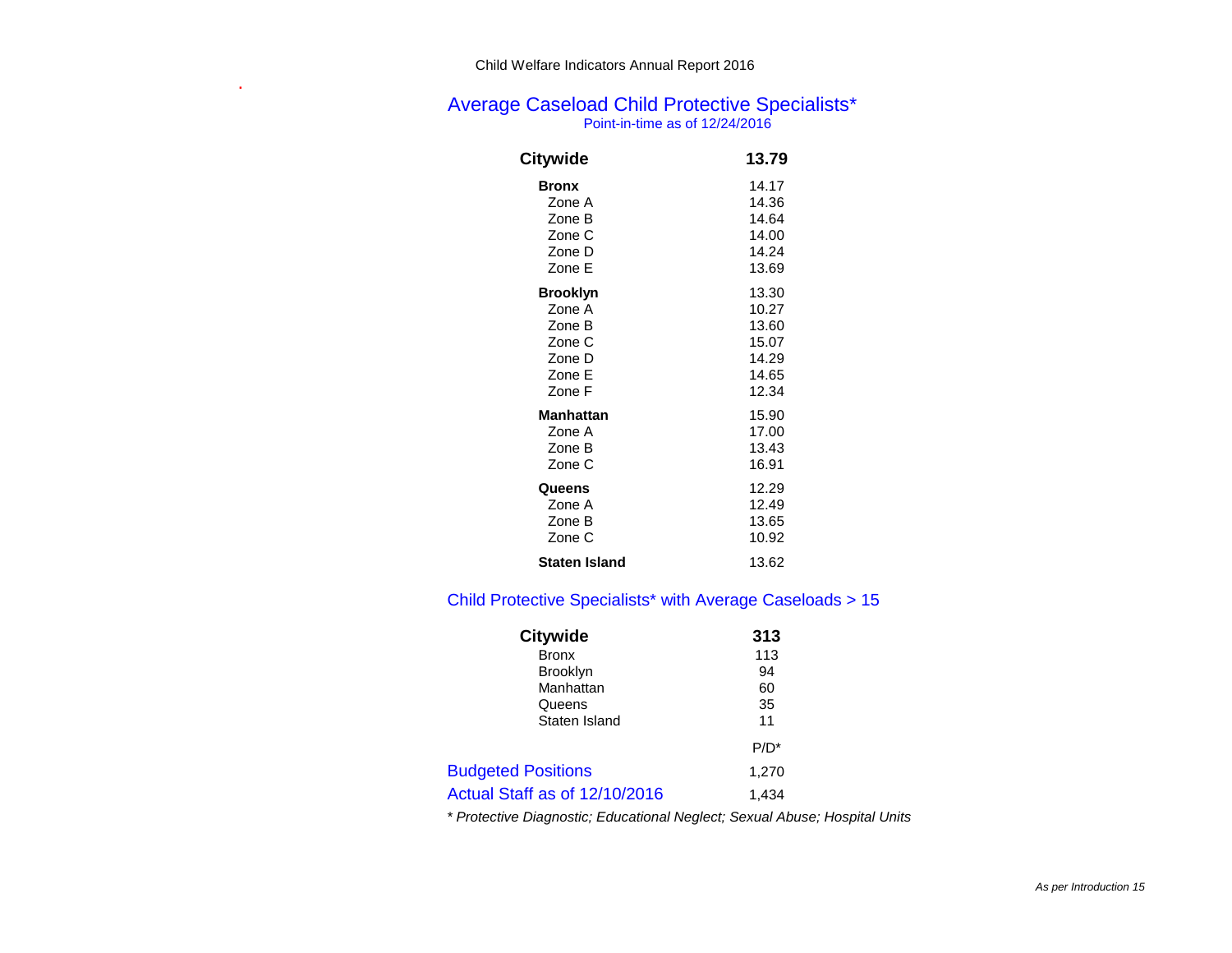Child Welfare Indicators Annual Report 2016

## Average Caseload Child Protective Specialists*

Point-in-time as of 12/24/2016

| | |
|---|---|
| **Citywide** | **13.79** |
| **Bronx** | 14.17 |
| Zone A | 14.36 |
| Zone B | 14.64 |
| Zone C | 14.00 |
| Zone D | 14.24 |
| Zone E | 13.69 |
| **Brooklyn** | 13.30 |
| Zone A | 10.27 |
| Zone B | 13.60 |
| Zone C | 15.07 |
| Zone D | 14.29 |
| Zone E | 14.65 |
| Zone F | 12.34 |
| **Manhattan** | 15.90 |
| Zone A | 17.00 |
| Zone B | 13.43 |
| Zone C | 16.91 |
| **Queens** | 12.29 |
| Zone A | 12.49 |
| Zone B | 13.65 |
| Zone C | 10.92 |
| **Staten Island** | 13.62 |

## Child Protective Specialists* with Average Caseloads > 15

| | |
|---|---|
| **Citywide** | **313** |
| Bronx | 113 |
| Brooklyn | 94 |
| Manhattan | 60 |
| Queens | 35 |
| Staten Island | 11 |

| | P/D* |
|---|---|
| Budgeted Positions | 1,270 |
| Actual Staff as of 12/10/2016 | 1,434 |

*\* Protective Diagnostic; Educational Neglect; Sexual Abuse; Hospital Units*

*As per Introduction 15*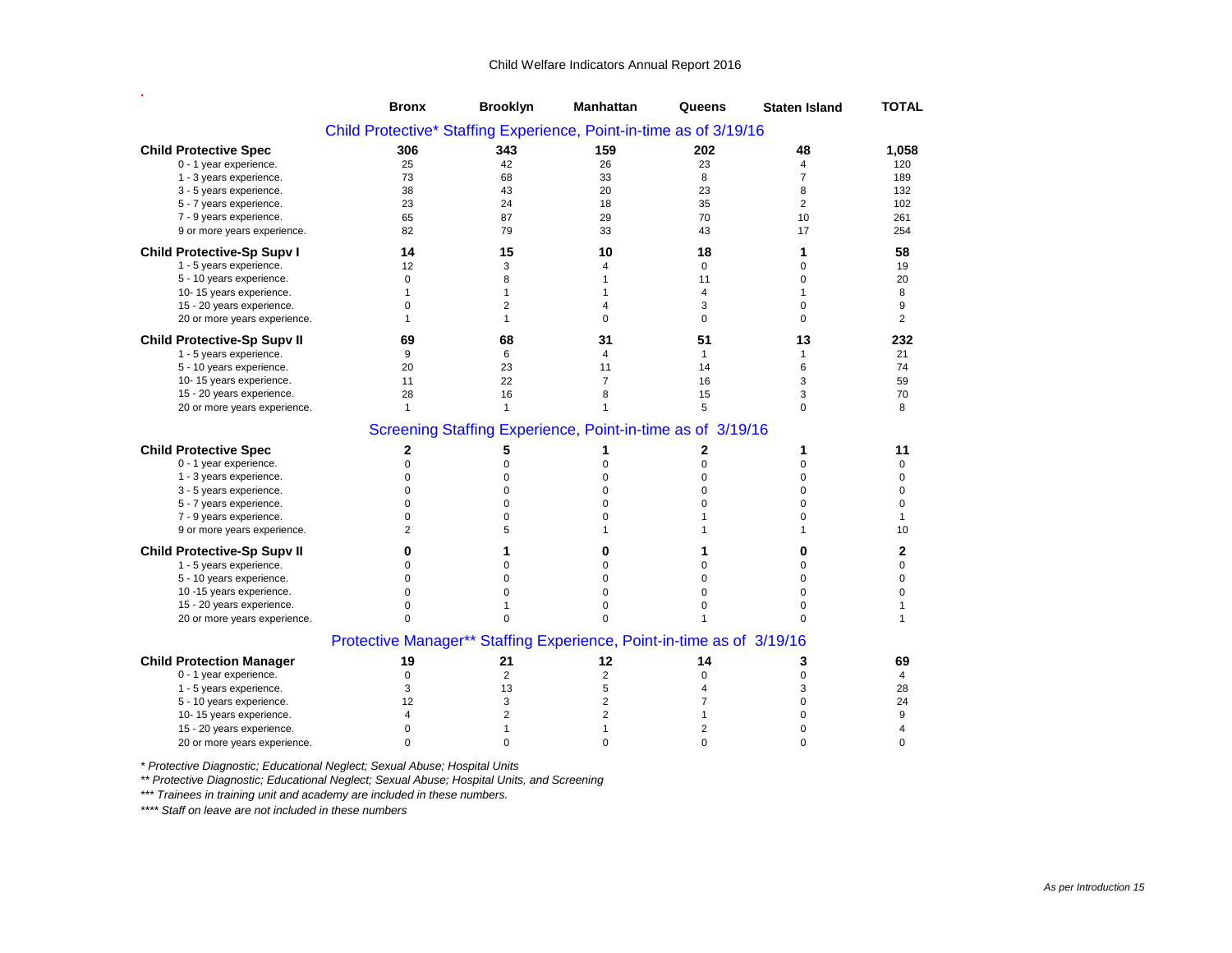Child Welfare Indicators Annual Report 2016

| | Bronx | Brooklyn | Manhattan | Queens | Staten Island | TOTAL |
|---|---|---|---|---|---|---|
| **Child Protective* Staffing Experience, Point-in-time as of 3/19/16** | | | | | | |
| **Child Protective Spec** | **306** | **343** | **159** | **202** | **48** | **1,058** |
| 0 - 1 year experience. | 25 | 42 | 26 | 23 | 4 | 120 |
| 1 - 3 years experience. | 73 | 68 | 33 | 8 | 7 | 189 |
| 3 - 5 years experience. | 38 | 43 | 20 | 23 | 8 | 132 |
| 5 - 7 years experience. | 23 | 24 | 18 | 35 | 2 | 102 |
| 7 - 9 years experience. | 65 | 87 | 29 | 70 | 10 | 261 |
| 9 or more years experience. | 82 | 79 | 33 | 43 | 17 | 254 |
| **Child Protective-Sp Supv I** | **14** | **15** | **10** | **18** | **1** | **58** |
| 1 - 5 years experience. | 12 | 3 | 4 | 0 | 0 | 19 |
| 5 - 10 years experience. | 0 | 8 | 1 | 11 | 0 | 20 |
| 10- 15 years experience. | 1 | 1 | 1 | 4 | 1 | 8 |
| 15 - 20 years experience. | 0 | 2 | 4 | 3 | 0 | 9 |
| 20 or more years experience. | 1 | 1 | 0 | 0 | 0 | 2 |
| **Child Protective-Sp Supv II** | **69** | **68** | **31** | **51** | **13** | **232** |
| 1 - 5 years experience. | 9 | 6 | 4 | 1 | 1 | 21 |
| 5 - 10 years experience. | 20 | 23 | 11 | 14 | 6 | 74 |
| 10- 15 years experience. | 11 | 22 | 7 | 16 | 3 | 59 |
| 15 - 20 years experience. | 28 | 16 | 8 | 15 | 3 | 70 |
| 20 or more years experience. | 1 | 1 | 1 | 5 | 0 | 8 |
| **Screening Staffing Experience, Point-in-time as of 3/19/16** | | | | | | |
| **Child Protective Spec** | **2** | **5** | **1** | **2** | **1** | **11** |
| 0 - 1 year experience. | 0 | 0 | 0 | 0 | 0 | 0 |
| 1 - 3 years experience. | 0 | 0 | 0 | 0 | 0 | 0 |
| 3 - 5 years experience. | 0 | 0 | 0 | 0 | 0 | 0 |
| 5 - 7 years experience. | 0 | 0 | 0 | 0 | 0 | 0 |
| 7 - 9 years experience. | 0 | 0 | 0 | 1 | 0 | 1 |
| 9 or more years experience. | 2 | 5 | 1 | 1 | 1 | 10 |
| **Child Protective-Sp Supv II** | **0** | **1** | **0** | **1** | **0** | **2** |
| 1 - 5 years experience. | 0 | 0 | 0 | 0 | 0 | 0 |
| 5 - 10 years experience. | 0 | 0 | 0 | 0 | 0 | 0 |
| 10 -15 years experience. | 0 | 0 | 0 | 0 | 0 | 0 |
| 15 - 20 years experience. | 0 | 1 | 0 | 0 | 0 | 1 |
| 20 or more years experience. | 0 | 0 | 0 | 1 | 0 | 1 |
| **Protective Manager** Staffing Experience, Point-in-time as of 3/19/16** | | | | | | |
| **Child Protection Manager** | **19** | **21** | **12** | **14** | **3** | **69** |
| 0 - 1 year experience. | 0 | 2 | 2 | 0 | 0 | 4 |
| 1 - 5 years experience. | 3 | 13 | 5 | 4 | 3 | 28 |
| 5 - 10 years experience. | 12 | 3 | 2 | 7 | 0 | 24 |
| 10- 15 years experience. | 4 | 2 | 2 | 1 | 0 | 9 |
| 15 - 20 years experience. | 0 | 1 | 1 | 2 | 0 | 4 |
| 20 or more years experience. | 0 | 0 | 0 | 0 | 0 | 0 |

*\* Protective Diagnostic; Educational Neglect; Sexual Abuse; Hospital Units*

*\*\* Protective Diagnostic; Educational Neglect; Sexual Abuse; Hospital Units, and Screening*

*\*\*\* Trainees in training unit and academy are included in these numbers.*

*\*\*\*\* Staff on leave are not included in these numbers*

*As per Introduction 15*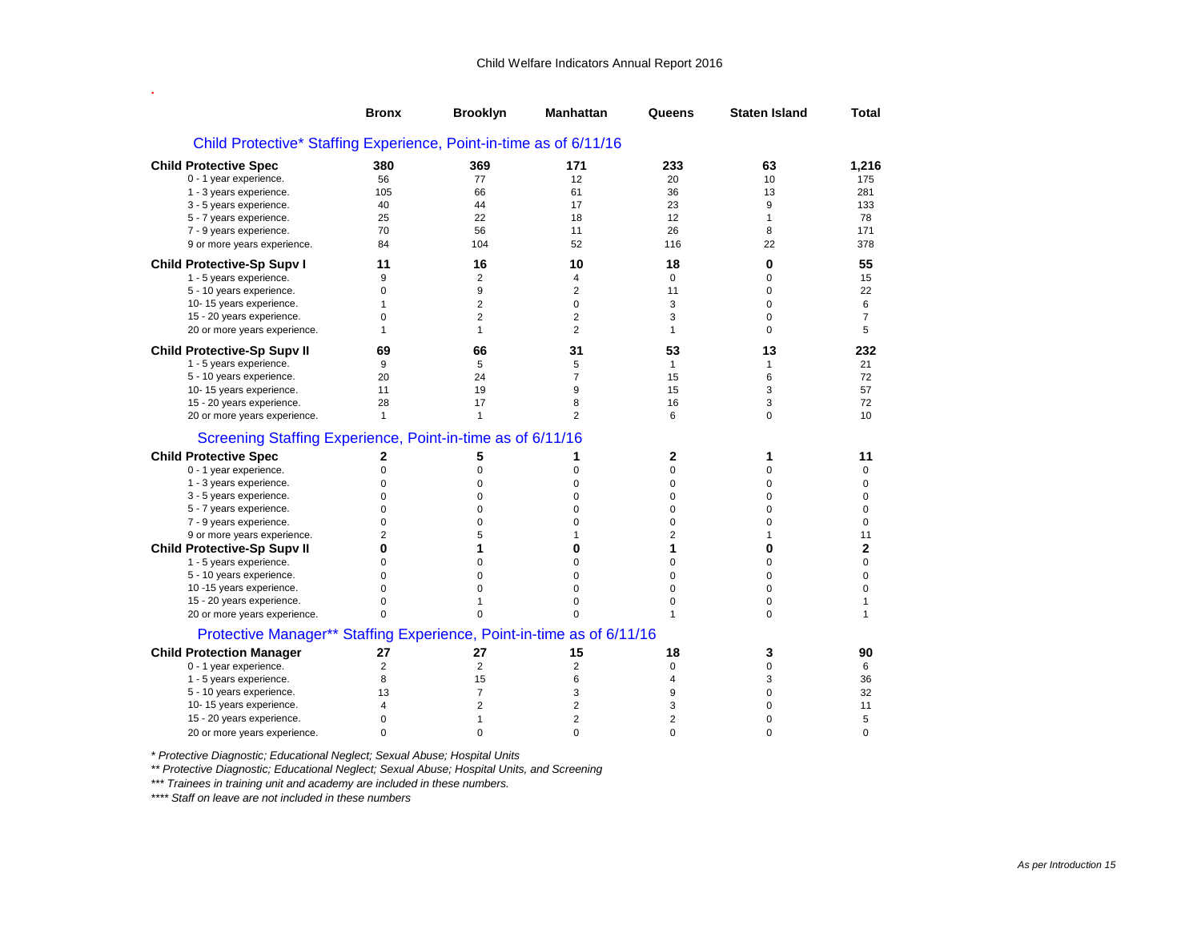Child Welfare Indicators Annual Report 2016

| | Bronx | Brooklyn | Manhattan | Queens | Staten Island | Total |
|---|---|---|---|---|---|---|
| **Child Protective\* Staffing Experience, Point-in-time as of 6/11/16** | | | | | | |
| **Child Protective Spec** | **380** | **369** | **171** | **233** | **63** | **1,216** |
| 0 - 1 year experience. | 56 | 77 | 12 | 20 | 10 | 175 |
| 1 - 3 years experience. | 105 | 66 | 61 | 36 | 13 | 281 |
| 3 - 5 years experience. | 40 | 44 | 17 | 23 | 9 | 133 |
| 5 - 7 years experience. | 25 | 22 | 18 | 12 | 1 | 78 |
| 7 - 9 years experience. | 70 | 56 | 11 | 26 | 8 | 171 |
| 9 or more years experience. | 84 | 104 | 52 | 116 | 22 | 378 |
| **Child Protective-Sp Supv I** | **11** | **16** | **10** | **18** | **0** | **55** |
| 1 - 5 years experience. | 9 | 2 | 4 | 0 | 0 | 15 |
| 5 - 10 years experience. | 0 | 9 | 2 | 11 | 0 | 22 |
| 10- 15 years experience. | 1 | 2 | 0 | 3 | 0 | 6 |
| 15 - 20 years experience. | 0 | 2 | 2 | 3 | 0 | 7 |
| 20 or more years experience. | 1 | 1 | 2 | 1 | 0 | 5 |
| **Child Protective-Sp Supv II** | **69** | **66** | **31** | **53** | **13** | **232** |
| 1 - 5 years experience. | 9 | 5 | 5 | 1 | 1 | 21 |
| 5 - 10 years experience. | 20 | 24 | 7 | 15 | 6 | 72 |
| 10- 15 years experience. | 11 | 19 | 9 | 15 | 3 | 57 |
| 15 - 20 years experience. | 28 | 17 | 8 | 16 | 3 | 72 |
| 20 or more years experience. | 1 | 1 | 2 | 6 | 0 | 10 |
| **Screening Staffing Experience, Point-in-time as of 6/11/16** | | | | | | |
| **Child Protective Spec** | **2** | **5** | **1** | **2** | **1** | **11** |
| 0 - 1 year experience. | 0 | 0 | 0 | 0 | 0 | 0 |
| 1 - 3 years experience. | 0 | 0 | 0 | 0 | 0 | 0 |
| 3 - 5 years experience. | 0 | 0 | 0 | 0 | 0 | 0 |
| 5 - 7 years experience. | 0 | 0 | 0 | 0 | 0 | 0 |
| 7 - 9 years experience. | 0 | 0 | 0 | 0 | 0 | 0 |
| 9 or more years experience. | 2 | 5 | 1 | 2 | 1 | 11 |
| **Child Protective-Sp Supv II** | **0** | **1** | **0** | **1** | **0** | **2** |
| 1 - 5 years experience. | 0 | 0 | 0 | 0 | 0 | 0 |
| 5 - 10 years experience. | 0 | 0 | 0 | 0 | 0 | 0 |
| 10 -15 years experience. | 0 | 0 | 0 | 0 | 0 | 0 |
| 15 - 20 years experience. | 0 | 1 | 0 | 0 | 0 | 1 |
| 20 or more years experience. | 0 | 0 | 0 | 1 | 0 | 1 |
| **Protective Manager\*\* Staffing Experience, Point-in-time as of 6/11/16** | | | | | | |
| **Child Protection Manager** | **27** | **27** | **15** | **18** | **3** | **90** |
| 0 - 1 year experience. | 2 | 2 | 2 | 0 | 0 | 6 |
| 1 - 5 years experience. | 8 | 15 | 6 | 4 | 3 | 36 |
| 5 - 10 years experience. | 13 | 7 | 3 | 9 | 0 | 32 |
| 10- 15 years experience. | 4 | 2 | 2 | 3 | 0 | 11 |
| 15 - 20 years experience. | 0 | 1 | 2 | 2 | 0 | 5 |
| 20 or more years experience. | 0 | 0 | 0 | 0 | 0 | 0 |

*\* Protective Diagnostic; Educational Neglect; Sexual Abuse; Hospital Units*

*\*\* Protective Diagnostic; Educational Neglect; Sexual Abuse; Hospital Units, and Screening*

*\*\*\* Trainees in training unit and academy are included in these numbers.*

*\*\*\*\* Staff on leave are not included in these numbers*

*As per Introduction 15*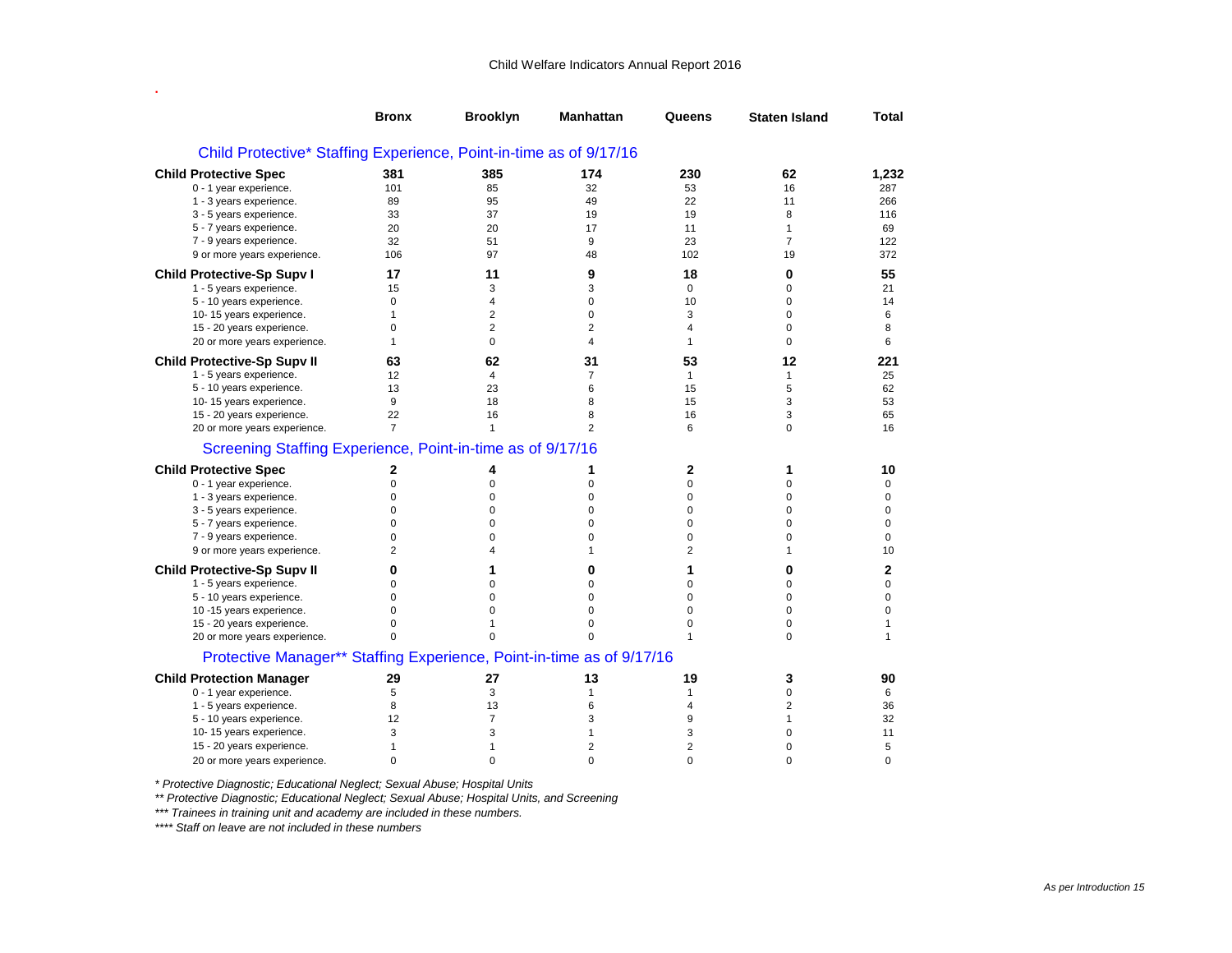Child Welfare Indicators Annual Report 2016

| | Bronx | Brooklyn | Manhattan | Queens | Staten Island | Total |
|---|---|---|---|---|---|---|
| **Child Protective* Staffing Experience, Point-in-time as of 9/17/16** | | | | | | |
| **Child Protective Spec** | **381** | **385** | **174** | **230** | **62** | **1,232** |
| 0 - 1 year experience. | 101 | 85 | 32 | 53 | 16 | 287 |
| 1 - 3 years experience. | 89 | 95 | 49 | 22 | 11 | 266 |
| 3 - 5 years experience. | 33 | 37 | 19 | 19 | 8 | 116 |
| 5 - 7 years experience. | 20 | 20 | 17 | 11 | 1 | 69 |
| 7 - 9 years experience. | 32 | 51 | 9 | 23 | 7 | 122 |
| 9 or more years experience. | 106 | 97 | 48 | 102 | 19 | 372 |
| **Child Protective-Sp Supv I** | **17** | **11** | **9** | **18** | **0** | **55** |
| 1 - 5 years experience. | 15 | 3 | 3 | 0 | 0 | 21 |
| 5 - 10 years experience. | 0 | 4 | 0 | 10 | 0 | 14 |
| 10- 15 years experience. | 1 | 2 | 0 | 3 | 0 | 6 |
| 15 - 20 years experience. | 0 | 2 | 2 | 4 | 0 | 8 |
| 20 or more years experience. | 1 | 0 | 4 | 1 | 0 | 6 |
| **Child Protective-Sp Supv II** | **63** | **62** | **31** | **53** | **12** | **221** |
| 1 - 5 years experience. | 12 | 4 | 7 | 1 | 1 | 25 |
| 5 - 10 years experience. | 13 | 23 | 6 | 15 | 5 | 62 |
| 10- 15 years experience. | 9 | 18 | 8 | 15 | 3 | 53 |
| 15 - 20 years experience. | 22 | 16 | 8 | 16 | 3 | 65 |
| 20 or more years experience. | 7 | 1 | 2 | 6 | 0 | 16 |
| **Screening Staffing Experience, Point-in-time as of 9/17/16** | | | | | | |
| **Child Protective Spec** | **2** | **4** | **1** | **2** | **1** | **10** |
| 0 - 1 year experience. | 0 | 0 | 0 | 0 | 0 | 0 |
| 1 - 3 years experience. | 0 | 0 | 0 | 0 | 0 | 0 |
| 3 - 5 years experience. | 0 | 0 | 0 | 0 | 0 | 0 |
| 5 - 7 years experience. | 0 | 0 | 0 | 0 | 0 | 0 |
| 7 - 9 years experience. | 0 | 0 | 0 | 0 | 0 | 0 |
| 9 or more years experience. | 2 | 4 | 1 | 2 | 1 | 10 |
| **Child Protective-Sp Supv II** | **0** | **1** | **0** | **1** | **0** | **2** |
| 1 - 5 years experience. | 0 | 0 | 0 | 0 | 0 | 0 |
| 5 - 10 years experience. | 0 | 0 | 0 | 0 | 0 | 0 |
| 10 -15 years experience. | 0 | 0 | 0 | 0 | 0 | 0 |
| 15 - 20 years experience. | 0 | 1 | 0 | 0 | 0 | 1 |
| 20 or more years experience. | 0 | 0 | 0 | 1 | 0 | 1 |
| **Protective Manager** Staffing Experience, Point-in-time as of 9/17/16** | | | | | | |
| **Child Protection Manager** | **29** | **27** | **13** | **19** | **3** | **90** |
| 0 - 1 year experience. | 5 | 3 | 1 | 1 | 0 | 6 |
| 1 - 5 years experience. | 8 | 13 | 6 | 4 | 2 | 36 |
| 5 - 10 years experience. | 12 | 7 | 3 | 9 | 1 | 32 |
| 10- 15 years experience. | 3 | 3 | 1 | 3 | 0 | 11 |
| 15 - 20 years experience. | 1 | 1 | 2 | 2 | 0 | 5 |
| 20 or more years experience. | 0 | 0 | 0 | 0 | 0 | 0 |

*\* Protective Diagnostic; Educational Neglect; Sexual Abuse; Hospital Units*

*\*\* Protective Diagnostic; Educational Neglect; Sexual Abuse; Hospital Units, and Screening*

*\*\*\* Trainees in training unit and academy are included in these numbers.*

*\*\*\*\* Staff on leave are not included in these numbers*

*As per Introduction 15*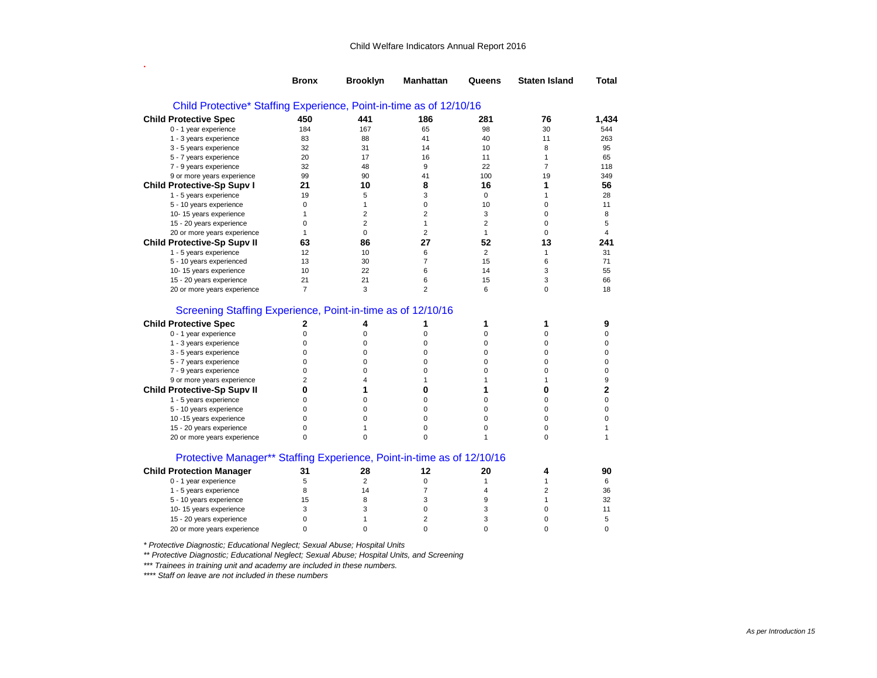Child Welfare Indicators Annual Report 2016

| | Bronx | Brooklyn | Manhattan | Queens | Staten Island | Total |
|---|---|---|---|---|---|---|
| **Child Protective* Staffing Experience, Point-in-time as of 12/10/16** | | | | | | |
| **Child Protective Spec** | **450** | **441** | **186** | **281** | **76** | **1,434** |
| 0 - 1 year experience | 184 | 167 | 65 | 98 | 30 | 544 |
| 1 - 3 years experience | 83 | 88 | 41 | 40 | 11 | 263 |
| 3 - 5 years experience | 32 | 31 | 14 | 10 | 8 | 95 |
| 5 - 7 years experience | 20 | 17 | 16 | 11 | 1 | 65 |
| 7 - 9 years experience | 32 | 48 | 9 | 22 | 7 | 118 |
| 9 or more years experience | 99 | 90 | 41 | 100 | 19 | 349 |
| **Child Protective-Sp Supv I** | **21** | **10** | **8** | **16** | **1** | **56** |
| 1 - 5 years experience | 19 | 5 | 3 | 0 | 1 | 28 |
| 5 - 10 years experience | 0 | 1 | 0 | 10 | 0 | 11 |
| 10- 15 years experience | 1 | 2 | 2 | 3 | 0 | 8 |
| 15 - 20 years experience | 0 | 2 | 1 | 2 | 0 | 5 |
| 20 or more years experience | 1 | 0 | 2 | 1 | 0 | 4 |
| **Child Protective-Sp Supv II** | **63** | **86** | **27** | **52** | **13** | **241** |
| 1 - 5 years experience | 12 | 10 | 6 | 2 | 1 | 31 |
| 5 - 10 years experienced | 13 | 30 | 7 | 15 | 6 | 71 |
| 10- 15 years experience | 10 | 22 | 6 | 14 | 3 | 55 |
| 15 - 20 years experience | 21 | 21 | 6 | 15 | 3 | 66 |
| 20 or more years experience | 7 | 3 | 2 | 6 | 0 | 18 |
| **Screening Staffing Experience, Point-in-time as of 12/10/16** | | | | | | |
| **Child Protective Spec** | **2** | **4** | **1** | **1** | **1** | **9** |
| 0 - 1 year experience | 0 | 0 | 0 | 0 | 0 | 0 |
| 1 - 3 years experience | 0 | 0 | 0 | 0 | 0 | 0 |
| 3 - 5 years experience | 0 | 0 | 0 | 0 | 0 | 0 |
| 5 - 7 years experience | 0 | 0 | 0 | 0 | 0 | 0 |
| 7 - 9 years experience | 0 | 0 | 0 | 0 | 0 | 0 |
| 9 or more years experience | 2 | 4 | 1 | 1 | 1 | 9 |
| **Child Protective-Sp Supv II** | **0** | **1** | **0** | **1** | **0** | **2** |
| 1 - 5 years experience | 0 | 0 | 0 | 0 | 0 | 0 |
| 5 - 10 years experience | 0 | 0 | 0 | 0 | 0 | 0 |
| 10 -15 years experience | 0 | 0 | 0 | 0 | 0 | 0 |
| 15 - 20 years experience | 0 | 1 | 0 | 0 | 0 | 1 |
| 20 or more years experience | 0 | 0 | 0 | 1 | 0 | 1 |
| **Protective Manager** Staffing Experience, Point-in-time as of 12/10/16** | | | | | | |
| **Child Protection Manager** | **31** | **28** | **12** | **20** | **4** | **90** |
| 0 - 1 year experience | 5 | 2 | 0 | 1 | 1 | 6 |
| 1 - 5 years experience | 8 | 14 | 7 | 4 | 2 | 36 |
| 5 - 10 years experience | 15 | 8 | 3 | 9 | 1 | 32 |
| 10- 15 years experience | 3 | 3 | 0 | 3 | 0 | 11 |
| 15 - 20 years experience | 0 | 1 | 2 | 3 | 0 | 5 |
| 20 or more years experience | 0 | 0 | 0 | 0 | 0 | 0 |

*\* Protective Diagnostic; Educational Neglect; Sexual Abuse; Hospital Units*

*\*\* Protective Diagnostic; Educational Neglect; Sexual Abuse; Hospital Units, and Screening*

*\*\*\* Trainees in training unit and academy are included in these numbers.*

*\*\*\*\* Staff on leave are not included in these numbers*

*As per Introduction 15*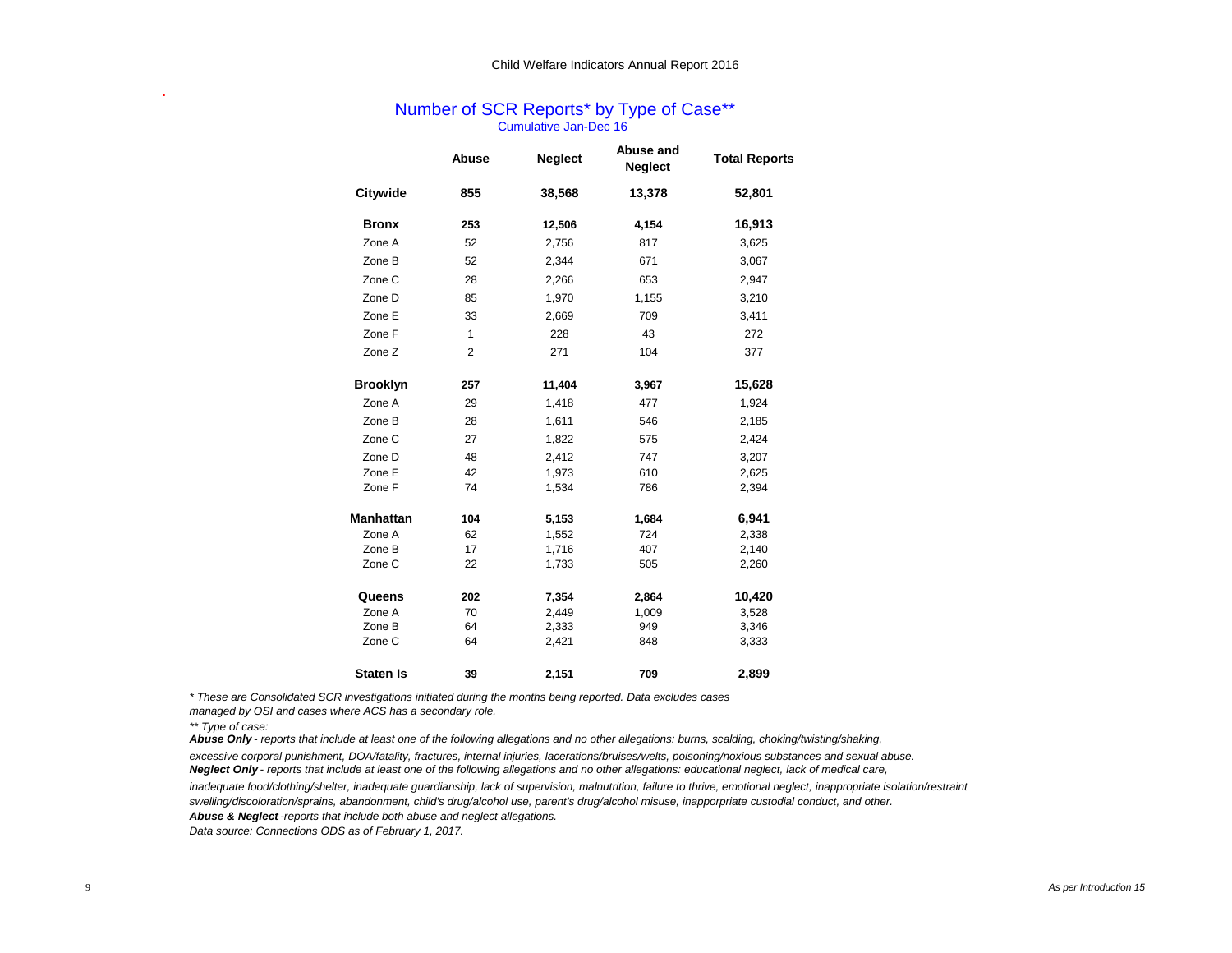# Number of SCR Reports* by Type of Case**

Cumulative Jan-Dec 16

| | Abuse | Neglect | Abuse and Neglect | Total Reports |
|---|---|---|---|---|
| **Citywide** | **855** | **38,568** | **13,378** | **52,801** |
| **Bronx** | **253** | **12,506** | **4,154** | **16,913** |
| Zone A | 52 | 2,756 | 817 | 3,625 |
| Zone B | 52 | 2,344 | 671 | 3,067 |
| Zone C | 28 | 2,266 | 653 | 2,947 |
| Zone D | 85 | 1,970 | 1,155 | 3,210 |
| Zone E | 33 | 2,669 | 709 | 3,411 |
| Zone F | 1 | 228 | 43 | 272 |
| Zone Z | 2 | 271 | 104 | 377 |
| **Brooklyn** | **257** | **11,404** | **3,967** | **15,628** |
| Zone A | 29 | 1,418 | 477 | 1,924 |
| Zone B | 28 | 1,611 | 546 | 2,185 |
| Zone C | 27 | 1,822 | 575 | 2,424 |
| Zone D | 48 | 2,412 | 747 | 3,207 |
| Zone E | 42 | 1,973 | 610 | 2,625 |
| Zone F | 74 | 1,534 | 786 | 2,394 |
| **Manhattan** | **104** | **5,153** | **1,684** | **6,941** |
| Zone A | 62 | 1,552 | 724 | 2,338 |
| Zone B | 17 | 1,716 | 407 | 2,140 |
| Zone C | 22 | 1,733 | 505 | 2,260 |
| **Queens** | **202** | **7,354** | **2,864** | **10,420** |
| Zone A | 70 | 2,449 | 1,009 | 3,528 |
| Zone B | 64 | 2,333 | 949 | 3,346 |
| Zone C | 64 | 2,421 | 848 | 3,333 |
| **Staten Is** | **39** | **2,151** | **709** | **2,899** |

*\* These are Consolidated SCR investigations initiated during the months being reported. Data excludes cases managed by OSI and cases where ACS has a secondary role.*

*\*\* Type of case:*

***Abuse Only** - reports that include at least one of the following allegations and no other allegations: burns, scalding, choking/twisting/shaking, excessive corporal punishment, DOA/fatality, fractures, internal injuries, lacerations/bruises/welts, poisoning/noxious substances and sexual abuse.*

***Neglect Only** - reports that include at least one of the following allegations and no other allegations: educational neglect, lack of medical care, inadequate food/clothing/shelter, inadequate guardianship, lack of supervision, malnutrition, failure to thrive, emotional neglect, inappropriate isolation/restraint swelling/discoloration/sprains, abandonment, child's drug/alcohol use, parent's drug/alcohol misuse, inapporpriate custodial conduct, and other.*

***Abuse & Neglect** -reports that include both abuse and neglect allegations.*

*Data source: Connections ODS as of February 1, 2017.*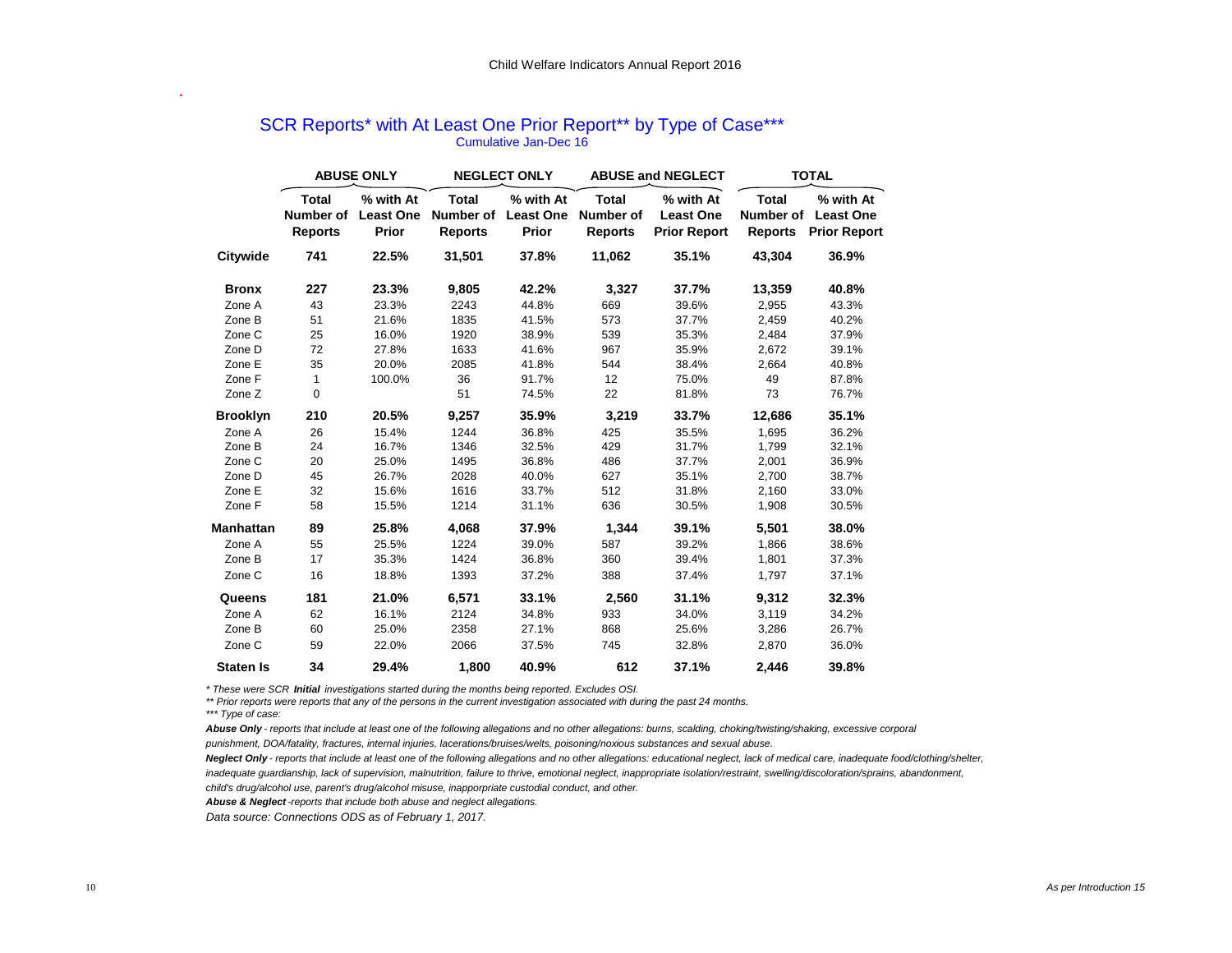# SCR Reports* with At Least One Prior Report** by Type of Case***

Cumulative Jan-Dec 16

| | ABUSE ONLY | | NEGLECT ONLY | | ABUSE and NEGLECT | | TOTAL | |
|---|---|---|---|---|---|---|---|---|
| | Total Number of Reports | % with At Least One Prior | Total Number of Reports | % with At Least One Prior | Total Number of Reports | % with At Least One Prior Report | Total Number of Reports | % with At Least One Prior Report |
| **Citywide** | **741** | **22.5%** | **31,501** | **37.8%** | **11,062** | **35.1%** | **43,304** | **36.9%** |
| **Bronx** | **227** | **23.3%** | **9,805** | **42.2%** | **3,327** | **37.7%** | **13,359** | **40.8%** |
| Zone A | 43 | 23.3% | 2243 | 44.8% | 669 | 39.6% | 2,955 | 43.3% |
| Zone B | 51 | 21.6% | 1835 | 41.5% | 573 | 37.7% | 2,459 | 40.2% |
| Zone C | 25 | 16.0% | 1920 | 38.9% | 539 | 35.3% | 2,484 | 37.9% |
| Zone D | 72 | 27.8% | 1633 | 41.6% | 967 | 35.9% | 2,672 | 39.1% |
| Zone E | 35 | 20.0% | 2085 | 41.8% | 544 | 38.4% | 2,664 | 40.8% |
| Zone F | 1 | 100.0% | 36 | 91.7% | 12 | 75.0% | 49 | 87.8% |
| Zone Z | 0 | | 51 | 74.5% | 22 | 81.8% | 73 | 76.7% |
| **Brooklyn** | **210** | **20.5%** | **9,257** | **35.9%** | **3,219** | **33.7%** | **12,686** | **35.1%** |
| Zone A | 26 | 15.4% | 1244 | 36.8% | 425 | 35.5% | 1,695 | 36.2% |
| Zone B | 24 | 16.7% | 1346 | 32.5% | 429 | 31.7% | 1,799 | 32.1% |
| Zone C | 20 | 25.0% | 1495 | 36.8% | 486 | 37.7% | 2,001 | 36.9% |
| Zone D | 45 | 26.7% | 2028 | 40.0% | 627 | 35.1% | 2,700 | 38.7% |
| Zone E | 32 | 15.6% | 1616 | 33.7% | 512 | 31.8% | 2,160 | 33.0% |
| Zone F | 58 | 15.5% | 1214 | 31.1% | 636 | 30.5% | 1,908 | 30.5% |
| **Manhattan** | **89** | **25.8%** | **4,068** | **37.9%** | **1,344** | **39.1%** | **5,501** | **38.0%** |
| Zone A | 55 | 25.5% | 1224 | 39.0% | 587 | 39.2% | 1,866 | 38.6% |
| Zone B | 17 | 35.3% | 1424 | 36.8% | 360 | 39.4% | 1,801 | 37.3% |
| Zone C | 16 | 18.8% | 1393 | 37.2% | 388 | 37.4% | 1,797 | 37.1% |
| **Queens** | **181** | **21.0%** | **6,571** | **33.1%** | **2,560** | **31.1%** | **9,312** | **32.3%** |
| Zone A | 62 | 16.1% | 2124 | 34.8% | 933 | 34.0% | 3,119 | 34.2% |
| Zone B | 60 | 25.0% | 2358 | 27.1% | 868 | 25.6% | 3,286 | 26.7% |
| Zone C | 59 | 22.0% | 2066 | 37.5% | 745 | 32.8% | 2,870 | 36.0% |
| **Staten Is** | **34** | **29.4%** | **1,800** | **40.9%** | **612** | **37.1%** | **2,446** | **39.8%** |

*\* These were SCR **Initial** investigations started during the months being reported. Excludes OSI.*

*\*\* Prior reports were reports that any of the persons in the current investigation associated with during the past 24 months.*

*\*\*\* Type of case:*

***Abuse Only** - reports that include at least one of the following allegations and no other allegations: burns, scalding, choking/twisting/shaking, excessive corporal punishment, DOA/fatality, fractures, internal injuries, lacerations/bruises/welts, poisoning/noxious substances and sexual abuse.*

***Neglect Only** - reports that include at least one of the following allegations and no other allegations: educational neglect, lack of medical care, inadequate food/clothing/shelter, inadequate guardianship, lack of supervision, malnutrition, failure to thrive, emotional neglect, inappropriate isolation/restraint, swelling/discoloration/sprains, abandonment, child's drug/alcohol use, parent's drug/alcohol misuse, inappropriate custodial conduct, and other.*

***Abuse & Neglect** -reports that include both abuse and neglect allegations.*

*Data source: Connections ODS as of February 1, 2017.*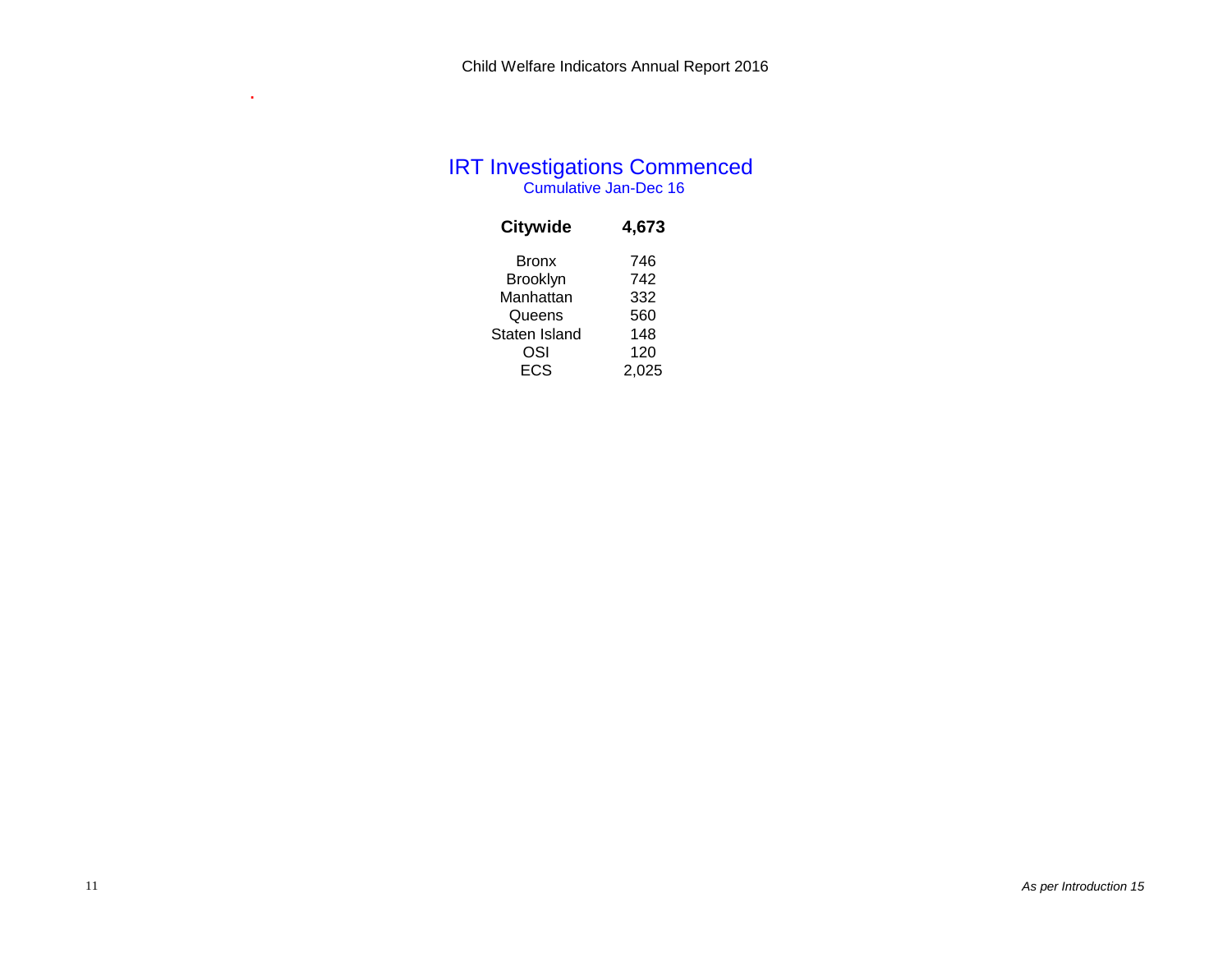## IRT Investigations Commenced

Cumulative Jan-Dec 16

| Citywide | 4,673 |
|---|---|
| Bronx | 746 |
| Brooklyn | 742 |
| Manhattan | 332 |
| Queens | 560 |
| Staten Island | 148 |
| OSI | 120 |
| ECS | 2,025 |

*As per Introduction 15*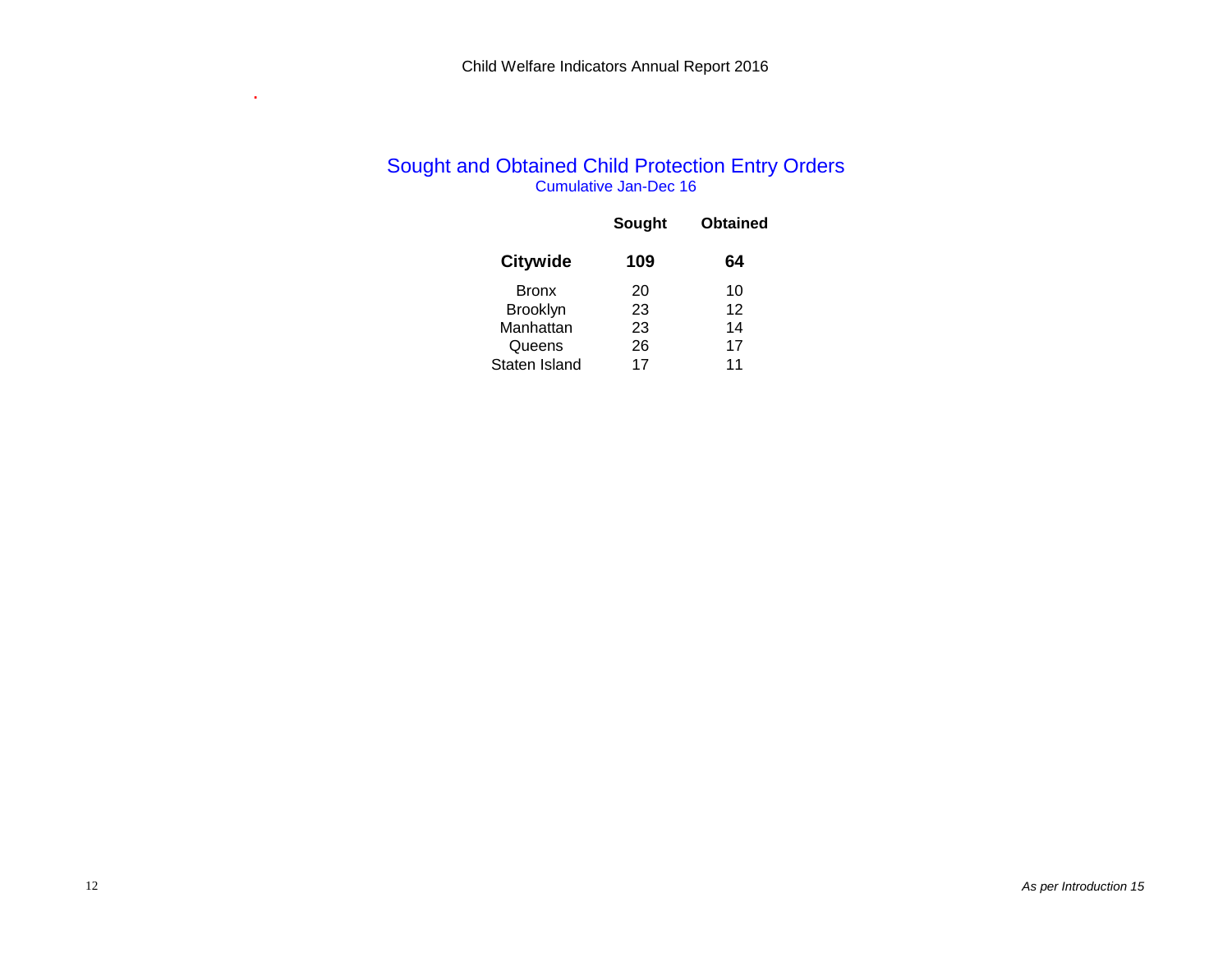## Sought and Obtained Child Protection Entry Orders

Cumulative Jan-Dec 16

| | Sought | Obtained |
|---|---|---|
| **Citywide** | **109** | **64** |
| Bronx | 20 | 10 |
| Brooklyn | 23 | 12 |
| Manhattan | 23 | 14 |
| Queens | 26 | 17 |
| Staten Island | 17 | 11 |

*As per Introduction 15*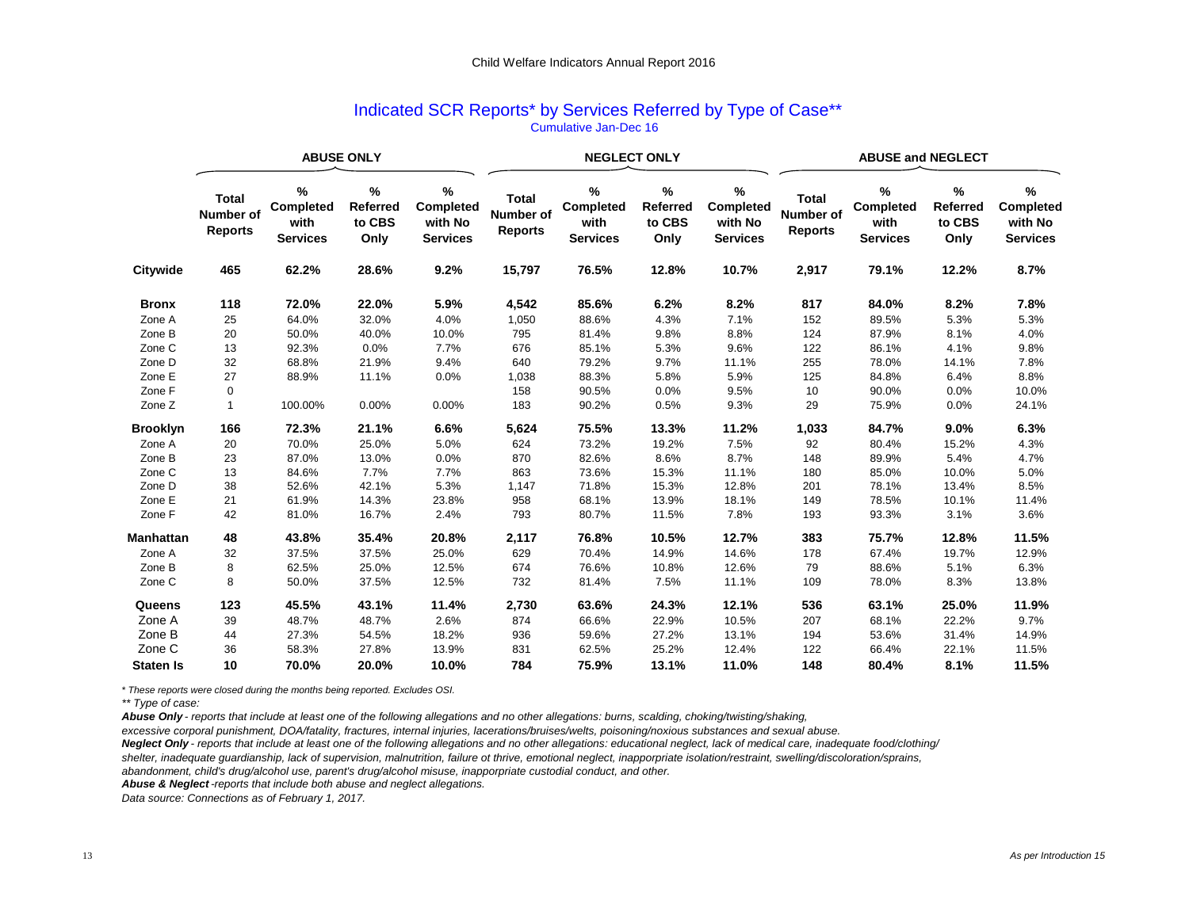Child Welfare Indicators Annual Report 2016

## Indicated SCR Reports* by Services Referred by Type of Case**

Cumulative Jan-Dec 16

| | ABUSE ONLY | | | | NEGLECT ONLY | | | | ABUSE and NEGLECT | | | |
|---|---|---|---|---|---|---|---|---|---|---|---|---|
| | Total Number of Reports | % Completed with Services | % Referred to CBS Only | % Completed with No Services | Total Number of Reports | % Completed with Services | % Referred to CBS Only | % Completed with No Services | Total Number of Reports | % Completed with Services | % Referred to CBS Only | % Completed with No Services |
| **Citywide** | **465** | **62.2%** | **28.6%** | **9.2%** | **15,797** | **76.5%** | **12.8%** | **10.7%** | **2,917** | **79.1%** | **12.2%** | **8.7%** |
| **Bronx** | **118** | **72.0%** | **22.0%** | **5.9%** | **4,542** | **85.6%** | **6.2%** | **8.2%** | **817** | **84.0%** | **8.2%** | **7.8%** |
| Zone A | 25 | 64.0% | 32.0% | 4.0% | 1,050 | 88.6% | 4.3% | 7.1% | 152 | 89.5% | 5.3% | 5.3% |
| Zone B | 20 | 50.0% | 40.0% | 10.0% | 795 | 81.4% | 9.8% | 8.8% | 124 | 87.9% | 8.1% | 4.0% |
| Zone C | 13 | 92.3% | 0.0% | 7.7% | 676 | 85.1% | 5.3% | 9.6% | 122 | 86.1% | 4.1% | 9.8% |
| Zone D | 32 | 68.8% | 21.9% | 9.4% | 640 | 79.2% | 9.7% | 11.1% | 255 | 78.0% | 14.1% | 7.8% |
| Zone E | 27 | 88.9% | 11.1% | 0.0% | 1,038 | 88.3% | 5.8% | 5.9% | 125 | 84.8% | 6.4% | 8.8% |
| Zone F | 0 | | | | 158 | 90.5% | 0.0% | 9.5% | 10 | 90.0% | 0.0% | 10.0% |
| Zone Z | 1 | 100.00% | 0.00% | 0.00% | 183 | 90.2% | 0.5% | 9.3% | 29 | 75.9% | 0.0% | 24.1% |
| **Brooklyn** | **166** | **72.3%** | **21.1%** | **6.6%** | **5,624** | **75.5%** | **13.3%** | **11.2%** | **1,033** | **84.7%** | **9.0%** | **6.3%** |
| Zone A | 20 | 70.0% | 25.0% | 5.0% | 624 | 73.2% | 19.2% | 7.5% | 92 | 80.4% | 15.2% | 4.3% |
| Zone B | 23 | 87.0% | 13.0% | 0.0% | 870 | 82.6% | 8.6% | 8.7% | 148 | 89.9% | 5.4% | 4.7% |
| Zone C | 13 | 84.6% | 7.7% | 7.7% | 863 | 73.6% | 15.3% | 11.1% | 180 | 85.0% | 10.0% | 5.0% |
| Zone D | 38 | 52.6% | 42.1% | 5.3% | 1,147 | 71.8% | 15.3% | 12.8% | 201 | 78.1% | 13.4% | 8.5% |
| Zone E | 21 | 61.9% | 14.3% | 23.8% | 958 | 68.1% | 13.9% | 18.1% | 149 | 78.5% | 10.1% | 11.4% |
| Zone F | 42 | 81.0% | 16.7% | 2.4% | 793 | 80.7% | 11.5% | 7.8% | 193 | 93.3% | 3.1% | 3.6% |
| **Manhattan** | **48** | **43.8%** | **35.4%** | **20.8%** | **2,117** | **76.8%** | **10.5%** | **12.7%** | **383** | **75.7%** | **12.8%** | **11.5%** |
| Zone A | 32 | 37.5% | 37.5% | 25.0% | 629 | 70.4% | 14.9% | 14.6% | 178 | 67.4% | 19.7% | 12.9% |
| Zone B | 8 | 62.5% | 25.0% | 12.5% | 674 | 76.6% | 10.8% | 12.6% | 79 | 88.6% | 5.1% | 6.3% |
| Zone C | 8 | 50.0% | 37.5% | 12.5% | 732 | 81.4% | 7.5% | 11.1% | 109 | 78.0% | 8.3% | 13.8% |
| **Queens** | **123** | **45.5%** | **43.1%** | **11.4%** | **2,730** | **63.6%** | **24.3%** | **12.1%** | **536** | **63.1%** | **25.0%** | **11.9%** |
| Zone A | 39 | 48.7% | 48.7% | 2.6% | 874 | 66.6% | 22.9% | 10.5% | 207 | 68.1% | 22.2% | 9.7% |
| Zone B | 44 | 27.3% | 54.5% | 18.2% | 936 | 59.6% | 27.2% | 13.1% | 194 | 53.6% | 31.4% | 14.9% |
| Zone C | 36 | 58.3% | 27.8% | 13.9% | 831 | 62.5% | 25.2% | 12.4% | 122 | 66.4% | 22.1% | 11.5% |
| **Staten Is** | **10** | **70.0%** | **20.0%** | **10.0%** | **784** | **75.9%** | **13.1%** | **11.0%** | **148** | **80.4%** | **8.1%** | **11.5%** |

*\* These reports were closed during the months being reported. Excludes OSI.*

*\*\* Type of case:*

***Abuse Only*** *- reports that include at least one of the following allegations and no other allegations: burns, scalding, choking/twisting/shaking, excessive corporal punishment, DOA/fatality, fractures, internal injuries, lacerations/bruises/welts, poisoning/noxious substances and sexual abuse.*

***Neglect Only*** *- reports that include at least one of the following allegations and no other allegations: educational neglect, lack of medical care, inadequate food/clothing/ shelter, inadequate guardianship, lack of supervision, malnutrition, failure ot thrive, emotional neglect, inappropriate isolation/restraint, swelling/discoloration/sprains, abandonment, child's drug/alcohol use, parent's drug/alcohol misuse, inappropriate custodial conduct, and other.*

***Abuse & Neglect*** *-reports that include both abuse and neglect allegations.*

*Data source: Connections as of February 1, 2017.*

*As per Introduction 15*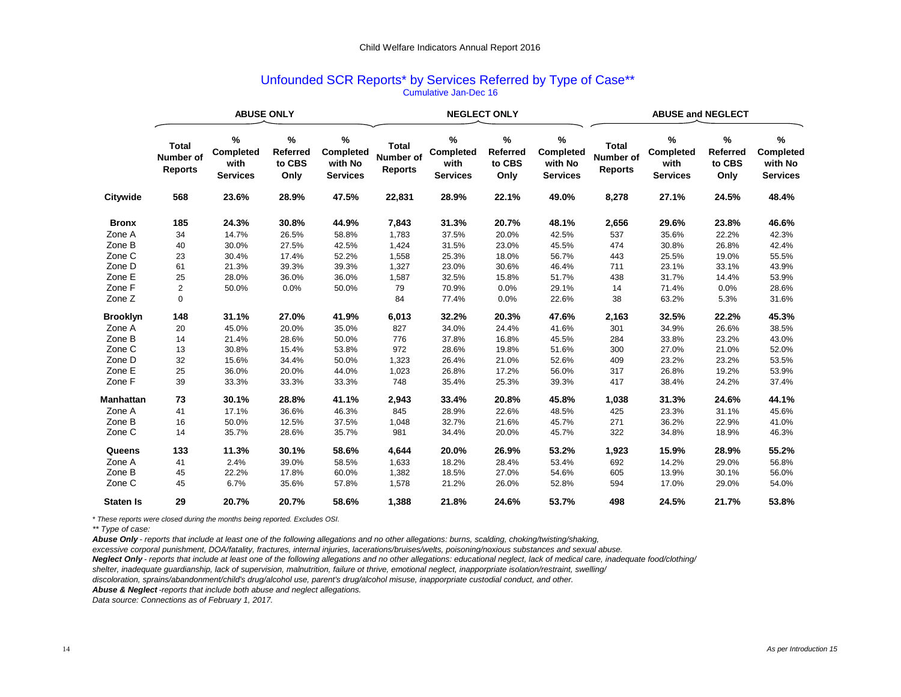## Unfounded SCR Reports* by Services Referred by Type of Case**

Cumulative Jan-Dec 16

| | ABUSE ONLY | | | | NEGLECT ONLY | | | | ABUSE and NEGLECT | | | |
|---|---|---|---|---|---|---|---|---|---|---|---|---|
| | Total Number of Reports | % Completed with Services | % Referred to CBS Only | % Completed with No Services | Total Number of Reports | % Completed with Services | % Referred to CBS Only | % Completed with No Services | Total Number of Reports | % Completed with Services | % Referred to CBS Only | % Completed with No Services |
| **Citywide** | **568** | **23.6%** | **28.9%** | **47.5%** | **22,831** | **28.9%** | **22.1%** | **49.0%** | **8,278** | **27.1%** | **24.5%** | **48.4%** |
| **Bronx** | **185** | **24.3%** | **30.8%** | **44.9%** | **7,843** | **31.3%** | **20.7%** | **48.1%** | **2,656** | **29.6%** | **23.8%** | **46.6%** |
| Zone A | 34 | 14.7% | 26.5% | 58.8% | 1,783 | 37.5% | 20.0% | 42.5% | 537 | 35.6% | 22.2% | 42.3% |
| Zone B | 40 | 30.0% | 27.5% | 42.5% | 1,424 | 31.5% | 23.0% | 45.5% | 474 | 30.8% | 26.8% | 42.4% |
| Zone C | 23 | 30.4% | 17.4% | 52.2% | 1,558 | 25.3% | 18.0% | 56.7% | 443 | 25.5% | 19.0% | 55.5% |
| Zone D | 61 | 21.3% | 39.3% | 39.3% | 1,327 | 23.0% | 30.6% | 46.4% | 711 | 23.1% | 33.1% | 43.9% |
| Zone E | 25 | 28.0% | 36.0% | 36.0% | 1,587 | 32.5% | 15.8% | 51.7% | 438 | 31.7% | 14.4% | 53.9% |
| Zone F | 2 | 50.0% | 0.0% | 50.0% | 79 | 70.9% | 0.0% | 29.1% | 14 | 71.4% | 0.0% | 28.6% |
| Zone Z | 0 | | | | 84 | 77.4% | 0.0% | 22.6% | 38 | 63.2% | 5.3% | 31.6% |
| **Brooklyn** | **148** | **31.1%** | **27.0%** | **41.9%** | **6,013** | **32.2%** | **20.3%** | **47.6%** | **2,163** | **32.5%** | **22.2%** | **45.3%** |
| Zone A | 20 | 45.0% | 20.0% | 35.0% | 827 | 34.0% | 24.4% | 41.6% | 301 | 34.9% | 26.6% | 38.5% |
| Zone B | 14 | 21.4% | 28.6% | 50.0% | 776 | 37.8% | 16.8% | 45.5% | 284 | 33.8% | 23.2% | 43.0% |
| Zone C | 13 | 30.8% | 15.4% | 53.8% | 972 | 28.6% | 19.8% | 51.6% | 300 | 27.0% | 21.0% | 52.0% |
| Zone D | 32 | 15.6% | 34.4% | 50.0% | 1,323 | 26.4% | 21.0% | 52.6% | 409 | 23.2% | 23.2% | 53.5% |
| Zone E | 25 | 36.0% | 20.0% | 44.0% | 1,023 | 26.8% | 17.2% | 56.0% | 317 | 26.8% | 19.2% | 53.9% |
| Zone F | 39 | 33.3% | 33.3% | 33.3% | 748 | 35.4% | 25.3% | 39.3% | 417 | 38.4% | 24.2% | 37.4% |
| **Manhattan** | **73** | **30.1%** | **28.8%** | **41.1%** | **2,943** | **33.4%** | **20.8%** | **45.8%** | **1,038** | **31.3%** | **24.6%** | **44.1%** |
| Zone A | 41 | 17.1% | 36.6% | 46.3% | 845 | 28.9% | 22.6% | 48.5% | 425 | 23.3% | 31.1% | 45.6% |
| Zone B | 16 | 50.0% | 12.5% | 37.5% | 1,048 | 32.7% | 21.6% | 45.7% | 271 | 36.2% | 22.9% | 41.0% |
| Zone C | 14 | 35.7% | 28.6% | 35.7% | 981 | 34.4% | 20.0% | 45.7% | 322 | 34.8% | 18.9% | 46.3% |
| **Queens** | **133** | **11.3%** | **30.1%** | **58.6%** | **4,644** | **20.0%** | **26.9%** | **53.2%** | **1,923** | **15.9%** | **28.9%** | **55.2%** |
| Zone A | 41 | 2.4% | 39.0% | 58.5% | 1,633 | 18.2% | 28.4% | 53.4% | 692 | 14.2% | 29.0% | 56.8% |
| Zone B | 45 | 22.2% | 17.8% | 60.0% | 1,382 | 18.5% | 27.0% | 54.6% | 605 | 13.9% | 30.1% | 56.0% |
| Zone C | 45 | 6.7% | 35.6% | 57.8% | 1,578 | 21.2% | 26.0% | 52.8% | 594 | 17.0% | 29.0% | 54.0% |
| **Staten Is** | **29** | **20.7%** | **20.7%** | **58.6%** | **1,388** | **21.8%** | **24.6%** | **53.7%** | **498** | **24.5%** | **21.7%** | **53.8%** |

*\* These reports were closed during the months being reported. Excludes OSI.*

*\*\* Type of case:*

***Abuse Only** - reports that include at least one of the following allegations and no other allegations: burns, scalding, choking/twisting/shaking, excessive corporal punishment, DOA/fatality, fractures, internal injuries, lacerations/bruises/welts, poisoning/noxious substances and sexual abuse.*

***Neglect Only** - reports that include at least one of the following allegations and no other allegations: educational neglect, lack of medical care, inadequate food/clothing/shelter, inadequate guardianship, lack of supervision, malnutrition, failure ot thrive, emotional neglect, inappropriate isolation/restraint, swelling/discoloration, sprains/abandonment/child's drug/alcohol use, parent's drug/alcohol misuse, inappropriate custodial conduct, and other.*

***Abuse & Neglect** -reports that include both abuse and neglect allegations.*

*Data source: Connections as of February 1, 2017.*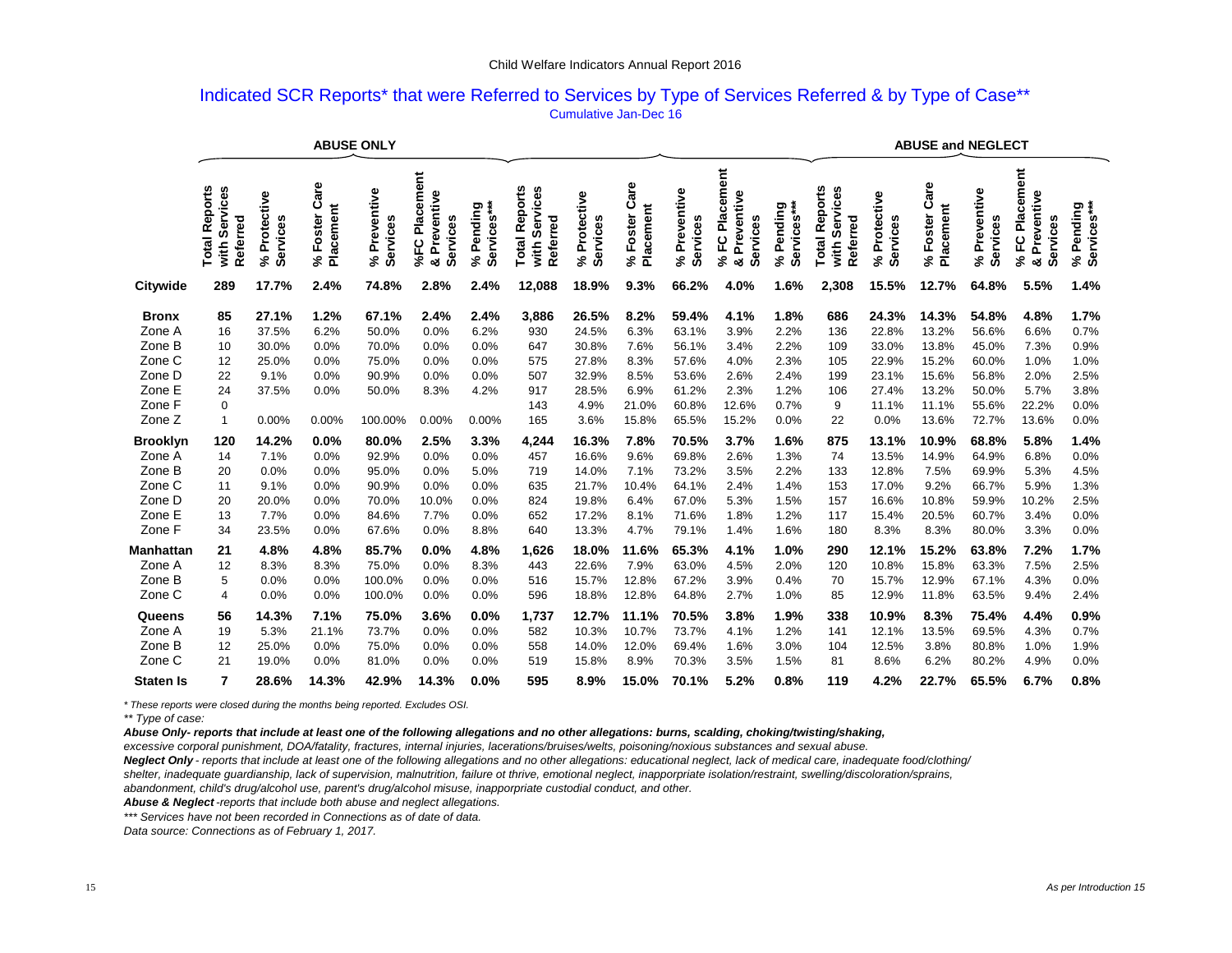Child Welfare Indicators Annual Report 2016

## Indicated SCR Reports* that were Referred to Services by Type of Services Referred & by Type of Case**

Cumulative Jan-Dec 16

| | ABUSE ONLY | | | | | | | | | | | | ABUSE and NEGLECT | | | | | |
|---|---|---|---|---|---|---|---|---|---|---|---|---|---|---|---|---|---|---|
| | Total Reports with Services Referred | % Protective Services | % Foster Care Placement | % Preventive Services | %FC Placement & Preventive Services | % Pending Services*** | Total Reports with Services Referred | % Protective Services | % Foster Care Placement | % Preventive Services | % FC Placement & Preventive Services | % Pending Services*** | Total Reports with Services Referred | % Protective Services | % Foster Care Placement | % Preventive Services | % FC Placement & Preventive Services | % Pending Services*** |
| **Citywide** | **289** | **17.7%** | **2.4%** | **74.8%** | **2.8%** | **2.4%** | **12,088** | **18.9%** | **9.3%** | **66.2%** | **4.0%** | **1.6%** | **2,308** | **15.5%** | **12.7%** | **64.8%** | **5.5%** | **1.4%** |
| **Bronx** | **85** | **27.1%** | **1.2%** | **67.1%** | **2.4%** | **2.4%** | **3,886** | **26.5%** | **8.2%** | **59.4%** | **4.1%** | **1.8%** | **686** | **24.3%** | **14.3%** | **54.8%** | **4.8%** | **1.7%** |
| Zone A | 16 | 37.5% | 6.2% | 50.0% | 0.0% | 6.2% | 930 | 24.5% | 6.3% | 63.1% | 3.9% | 2.2% | 136 | 22.8% | 13.2% | 56.6% | 6.6% | 0.7% |
| Zone B | 10 | 30.0% | 0.0% | 70.0% | 0.0% | 0.0% | 647 | 30.8% | 7.6% | 56.1% | 3.4% | 2.2% | 109 | 33.0% | 13.8% | 45.0% | 7.3% | 0.9% |
| Zone C | 12 | 25.0% | 0.0% | 75.0% | 0.0% | 0.0% | 575 | 27.8% | 8.3% | 57.6% | 4.0% | 2.3% | 105 | 22.9% | 15.2% | 60.0% | 1.0% | 1.0% |
| Zone D | 22 | 9.1% | 0.0% | 90.9% | 0.0% | 0.0% | 507 | 32.9% | 8.5% | 53.6% | 2.6% | 2.4% | 199 | 23.1% | 15.6% | 56.8% | 2.0% | 2.5% |
| Zone E | 24 | 37.5% | 0.0% | 50.0% | 8.3% | 4.2% | 917 | 28.5% | 6.9% | 61.2% | 2.3% | 1.2% | 106 | 27.4% | 13.2% | 50.0% | 5.7% | 3.8% |
| Zone F | 0 | | | | | | 143 | 4.9% | 21.0% | 60.8% | 12.6% | 0.7% | 9 | 11.1% | 11.1% | 55.6% | 22.2% | 0.0% |
| Zone Z | 1 | 0.00% | 0.00% | 100.00% | 0.00% | 0.00% | 165 | 3.6% | 15.8% | 65.5% | 15.2% | 0.0% | 22 | 0.0% | 13.6% | 72.7% | 13.6% | 0.0% |
| **Brooklyn** | **120** | **14.2%** | **0.0%** | **80.0%** | **2.5%** | **3.3%** | **4,244** | **16.3%** | **7.8%** | **70.5%** | **3.7%** | **1.6%** | **875** | **13.1%** | **10.9%** | **68.8%** | **5.8%** | **1.4%** |
| Zone A | 14 | 7.1% | 0.0% | 92.9% | 0.0% | 0.0% | 457 | 16.6% | 9.6% | 69.8% | 2.6% | 1.3% | 74 | 13.5% | 14.9% | 64.9% | 6.8% | 0.0% |
| Zone B | 20 | 0.0% | 0.0% | 95.0% | 0.0% | 5.0% | 719 | 14.0% | 7.1% | 73.2% | 3.5% | 2.2% | 133 | 12.8% | 7.5% | 69.9% | 5.3% | 4.5% |
| Zone C | 11 | 9.1% | 0.0% | 90.9% | 0.0% | 0.0% | 635 | 21.7% | 10.4% | 64.1% | 2.4% | 1.4% | 153 | 17.0% | 9.2% | 66.7% | 5.9% | 1.3% |
| Zone D | 20 | 20.0% | 0.0% | 70.0% | 10.0% | 0.0% | 824 | 19.8% | 6.4% | 67.0% | 5.3% | 1.5% | 157 | 16.6% | 10.8% | 59.9% | 10.2% | 2.5% |
| Zone E | 13 | 7.7% | 0.0% | 84.6% | 7.7% | 0.0% | 652 | 17.2% | 8.1% | 71.6% | 1.8% | 1.2% | 117 | 15.4% | 20.5% | 60.7% | 3.4% | 0.0% |
| Zone F | 34 | 23.5% | 0.0% | 67.6% | 0.0% | 8.8% | 640 | 13.3% | 4.7% | 79.1% | 1.4% | 1.6% | 180 | 8.3% | 8.3% | 80.0% | 3.3% | 0.0% |
| **Manhattan** | **21** | **4.8%** | **4.8%** | **85.7%** | **0.0%** | **4.8%** | **1,626** | **18.0%** | **11.6%** | **65.3%** | **4.1%** | **1.0%** | **290** | **12.1%** | **15.2%** | **63.8%** | **7.2%** | **1.7%** |
| Zone A | 12 | 8.3% | 8.3% | 75.0% | 0.0% | 8.3% | 443 | 22.6% | 7.9% | 63.0% | 4.5% | 2.0% | 120 | 10.8% | 15.8% | 63.3% | 7.5% | 2.5% |
| Zone B | 5 | 0.0% | 0.0% | 100.0% | 0.0% | 0.0% | 516 | 15.7% | 12.8% | 67.2% | 3.9% | 0.4% | 70 | 15.7% | 12.9% | 67.1% | 4.3% | 0.0% |
| Zone C | 4 | 0.0% | 0.0% | 100.0% | 0.0% | 0.0% | 596 | 18.8% | 12.8% | 64.8% | 2.7% | 1.0% | 85 | 12.9% | 11.8% | 63.5% | 9.4% | 2.4% |
| **Queens** | **56** | **14.3%** | **7.1%** | **75.0%** | **3.6%** | **0.0%** | **1,737** | **12.7%** | **11.1%** | **70.5%** | **3.8%** | **1.9%** | **338** | **10.9%** | **8.3%** | **75.4%** | **4.4%** | **0.9%** |
| Zone A | 19 | 5.3% | 21.1% | 73.7% | 0.0% | 0.0% | 582 | 10.3% | 10.7% | 73.7% | 4.1% | 1.2% | 141 | 12.1% | 13.5% | 69.5% | 4.3% | 0.7% |
| Zone B | 12 | 25.0% | 0.0% | 75.0% | 0.0% | 0.0% | 558 | 14.0% | 12.0% | 69.4% | 1.6% | 3.0% | 104 | 12.5% | 3.8% | 80.8% | 1.0% | 1.9% |
| Zone C | 21 | 19.0% | 0.0% | 81.0% | 0.0% | 0.0% | 519 | 15.8% | 8.9% | 70.3% | 3.5% | 1.5% | 81 | 8.6% | 6.2% | 80.2% | 4.9% | 0.0% |
| **Staten Is** | **7** | **28.6%** | **14.3%** | **42.9%** | **14.3%** | **0.0%** | **595** | **8.9%** | **15.0%** | **70.1%** | **5.2%** | **0.8%** | **119** | **4.2%** | **22.7%** | **65.5%** | **6.7%** | **0.8%** |

*\* These reports were closed during the months being reported. Excludes OSI.*

*\*\* Type of case:*

***Abuse Only- reports that include at least one of the following allegations and no other allegations: burns, scalding, choking/twisting/shaking,***
*excessive corporal punishment, DOA/fatality, fractures, internal injuries, lacerations/bruises/welts, poisoning/noxious substances and sexual abuse.*

***Neglect Only*** *- reports that include at least one of the following allegations and no other allegations: educational neglect, lack of medical care, inadequate food/clothing/ shelter, inadequate guardianship, lack of supervision, malnutrition, failure ot thrive, emotional neglect, inappropriate isolation/restraint, swelling/discoloration/sprains, abandonment, child's drug/alcohol use, parent's drug/alcohol misuse, inappropriate custodial conduct, and other.*

***Abuse & Neglect*** *-reports that include both abuse and neglect allegations.*

*\*\*\* Services have not been recorded in Connections as of date of data.*

*Data source: Connections as of February 1, 2017.*

*As per Introduction 15*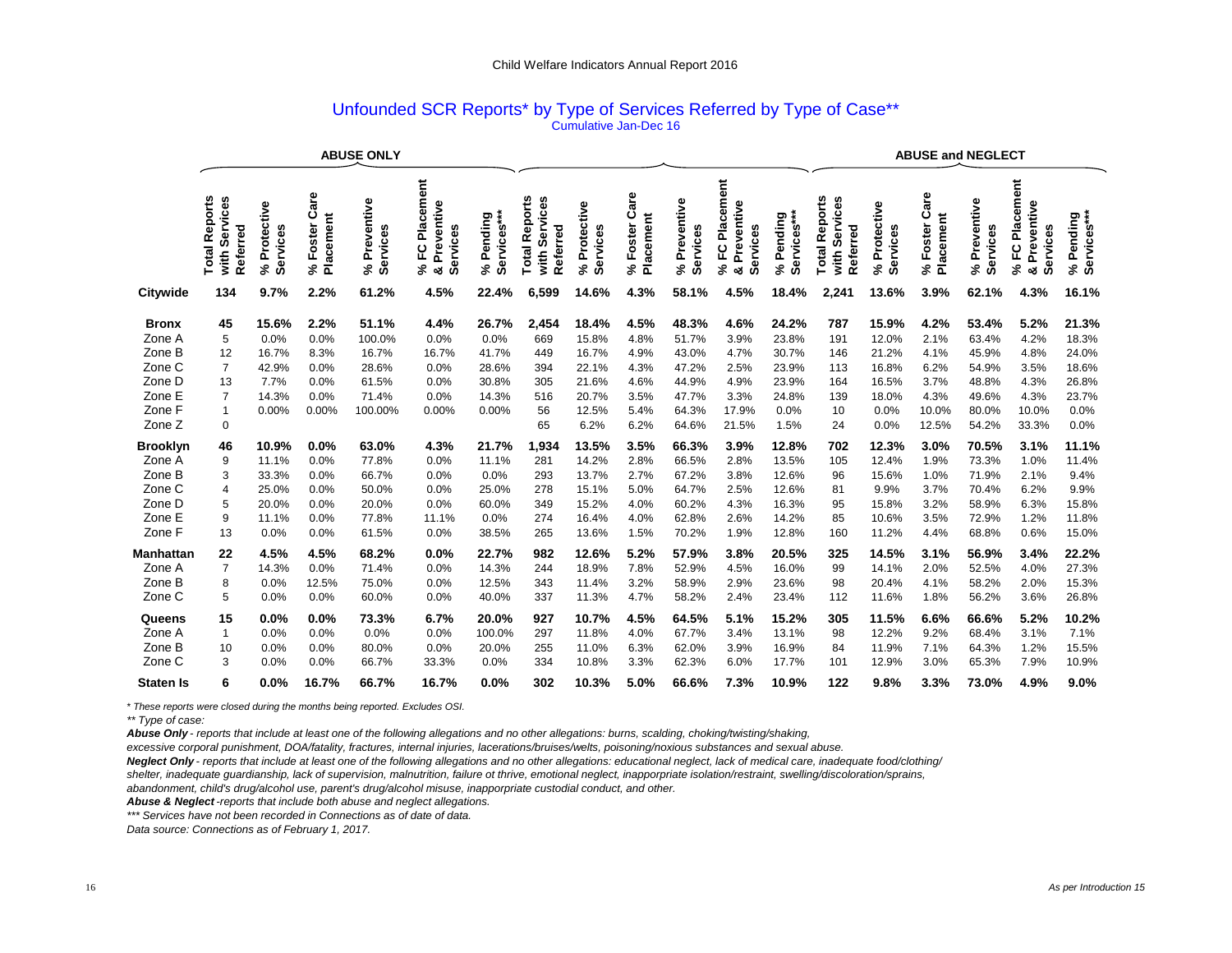# Unfounded SCR Reports* by Type of Services Referred by Type of Case**

Cumulative Jan-Dec 16

| | ABUSE ONLY | | | | | | | | | | | | ABUSE and NEGLECT | | | | | |
|---|---|---|---|---|---|---|---|---|---|---|---|---|---|---|---|---|---|---|
| | Total Reports with Services Referred | % Protective Services | % Foster Care Placement | % Preventive Services | % FC Placement & Preventive Services | % Pending Services*** | Total Reports with Services Referred | % Protective Services | % Foster Care Placement | % Preventive Services | % FC Placement & Preventive Services | % Pending Services*** | Total Reports with Services Referred | % Protective Services | % Foster Care Placement | % Preventive Services | % FC Placement & Preventive Services | % Pending Services*** |
| **Citywide** | **134** | **9.7%** | **2.2%** | **61.2%** | **4.5%** | **22.4%** | **6,599** | **14.6%** | **4.3%** | **58.1%** | **4.5%** | **18.4%** | **2,241** | **13.6%** | **3.9%** | **62.1%** | **4.3%** | **16.1%** |
| **Bronx** | **45** | **15.6%** | **2.2%** | **51.1%** | **4.4%** | **26.7%** | **2,454** | **18.4%** | **4.5%** | **48.3%** | **4.6%** | **24.2%** | **787** | **15.9%** | **4.2%** | **53.4%** | **5.2%** | **21.3%** |
| Zone A | 5 | 0.0% | 0.0% | 100.0% | 0.0% | 0.0% | 669 | 15.8% | 4.8% | 51.7% | 3.9% | 23.8% | 191 | 12.0% | 2.1% | 63.4% | 4.2% | 18.3% |
| Zone B | 12 | 16.7% | 8.3% | 16.7% | 16.7% | 41.7% | 449 | 16.7% | 4.9% | 43.0% | 4.7% | 30.7% | 146 | 21.2% | 4.1% | 45.9% | 4.8% | 24.0% |
| Zone C | 7 | 42.9% | 0.0% | 28.6% | 0.0% | 28.6% | 394 | 22.1% | 4.3% | 47.2% | 2.5% | 23.9% | 113 | 16.8% | 6.2% | 54.9% | 3.5% | 18.6% |
| Zone D | 13 | 7.7% | 0.0% | 61.5% | 0.0% | 30.8% | 305 | 21.6% | 4.6% | 44.9% | 4.9% | 23.9% | 164 | 16.5% | 3.7% | 48.8% | 4.3% | 26.8% |
| Zone E | 7 | 14.3% | 0.0% | 71.4% | 0.0% | 14.3% | 516 | 20.7% | 3.5% | 47.7% | 3.3% | 24.8% | 139 | 18.0% | 4.3% | 49.6% | 4.3% | 23.7% |
| Zone F | 1 | 0.00% | 0.00% | 100.00% | 0.00% | 0.00% | 56 | 12.5% | 5.4% | 64.3% | 17.9% | 0.0% | 10 | 0.0% | 10.0% | 80.0% | 10.0% | 0.0% |
| Zone Z | 0 | | | | | | 65 | 6.2% | 6.2% | 64.6% | 21.5% | 1.5% | 24 | 0.0% | 12.5% | 54.2% | 33.3% | 0.0% |
| **Brooklyn** | **46** | **10.9%** | **0.0%** | **63.0%** | **4.3%** | **21.7%** | **1,934** | **13.5%** | **3.5%** | **66.3%** | **3.9%** | **12.8%** | **702** | **12.3%** | **3.0%** | **70.5%** | **3.1%** | **11.1%** |
| Zone A | 9 | 11.1% | 0.0% | 77.8% | 0.0% | 11.1% | 281 | 14.2% | 2.8% | 66.5% | 2.8% | 13.5% | 105 | 12.4% | 1.9% | 73.3% | 1.0% | 11.4% |
| Zone B | 3 | 33.3% | 0.0% | 66.7% | 0.0% | 0.0% | 293 | 13.7% | 2.7% | 67.2% | 3.8% | 12.6% | 96 | 15.6% | 1.0% | 71.9% | 2.1% | 9.4% |
| Zone C | 4 | 25.0% | 0.0% | 50.0% | 0.0% | 25.0% | 278 | 15.1% | 5.0% | 64.7% | 2.5% | 12.6% | 81 | 9.9% | 3.7% | 70.4% | 6.2% | 9.9% |
| Zone D | 5 | 20.0% | 0.0% | 20.0% | 0.0% | 60.0% | 349 | 15.2% | 4.0% | 60.2% | 4.3% | 16.3% | 95 | 15.8% | 3.2% | 58.9% | 6.3% | 15.8% |
| Zone E | 9 | 11.1% | 0.0% | 77.8% | 11.1% | 0.0% | 274 | 16.4% | 4.0% | 62.8% | 2.6% | 14.2% | 85 | 10.6% | 3.5% | 72.9% | 1.2% | 11.8% |
| Zone F | 13 | 0.0% | 0.0% | 61.5% | 0.0% | 38.5% | 265 | 13.6% | 1.5% | 70.2% | 1.9% | 12.8% | 160 | 11.2% | 4.4% | 68.8% | 0.6% | 15.0% |
| **Manhattan** | **22** | **4.5%** | **4.5%** | **68.2%** | **0.0%** | **22.7%** | **982** | **12.6%** | **5.2%** | **57.9%** | **3.8%** | **20.5%** | **325** | **14.5%** | **3.1%** | **56.9%** | **3.4%** | **22.2%** |
| Zone A | 7 | 14.3% | 0.0% | 71.4% | 0.0% | 14.3% | 244 | 18.9% | 7.8% | 52.9% | 4.5% | 16.0% | 99 | 14.1% | 2.0% | 52.5% | 4.0% | 27.3% |
| Zone B | 8 | 0.0% | 12.5% | 75.0% | 0.0% | 12.5% | 343 | 11.4% | 3.2% | 58.9% | 2.9% | 23.6% | 98 | 20.4% | 4.1% | 58.2% | 2.0% | 15.3% |
| Zone C | 5 | 0.0% | 0.0% | 60.0% | 0.0% | 40.0% | 337 | 11.3% | 4.7% | 58.2% | 2.4% | 23.4% | 112 | 11.6% | 1.8% | 56.2% | 3.6% | 26.8% |
| **Queens** | **15** | **0.0%** | **0.0%** | **73.3%** | **6.7%** | **20.0%** | **927** | **10.7%** | **4.5%** | **64.5%** | **5.1%** | **15.2%** | **305** | **11.5%** | **6.6%** | **66.6%** | **5.2%** | **10.2%** |
| Zone A | 1 | 0.0% | 0.0% | 0.0% | 0.0% | 100.0% | 297 | 11.8% | 4.0% | 67.7% | 3.4% | 13.1% | 98 | 12.2% | 9.2% | 68.4% | 3.1% | 7.1% |
| Zone B | 10 | 0.0% | 0.0% | 80.0% | 0.0% | 20.0% | 255 | 11.0% | 6.3% | 62.0% | 3.9% | 16.9% | 84 | 11.9% | 7.1% | 64.3% | 1.2% | 15.5% |
| Zone C | 3 | 0.0% | 0.0% | 66.7% | 33.3% | 0.0% | 334 | 10.8% | 3.3% | 62.3% | 6.0% | 17.7% | 101 | 12.9% | 3.0% | 65.3% | 7.9% | 10.9% |
| **Staten Is** | **6** | **0.0%** | **16.7%** | **66.7%** | **16.7%** | **0.0%** | **302** | **10.3%** | **5.0%** | **66.6%** | **7.3%** | **10.9%** | **122** | **9.8%** | **3.3%** | **73.0%** | **4.9%** | **9.0%** |

*\* These reports were closed during the months being reported. Excludes OSI.*

*\*\* Type of case:*

***Abuse Only*** *- reports that include at least one of the following allegations and no other allegations: burns, scalding, choking/twisting/shaking, excessive corporal punishment, DOA/fatality, fractures, internal injuries, lacerations/bruises/welts, poisoning/noxious substances and sexual abuse.*

***Neglect Only*** *- reports that include at least one of the following allegations and no other allegations: educational neglect, lack of medical care, inadequate food/clothing/ shelter, inadequate guardianship, lack of supervision, malnutrition, failure ot thrive, emotional neglect, inappropriate isolation/restraint, swelling/discoloration/sprains, abandonment, child's drug/alcohol use, parent's drug/alcohol misuse, inappropriate custodial conduct, and other.*

***Abuse & Neglect*** *-reports that include both abuse and neglect allegations.*

*\*\*\* Services have not been recorded in Connections as of date of data.*

*Data source: Connections as of February 1, 2017.*

*As per Introduction 15*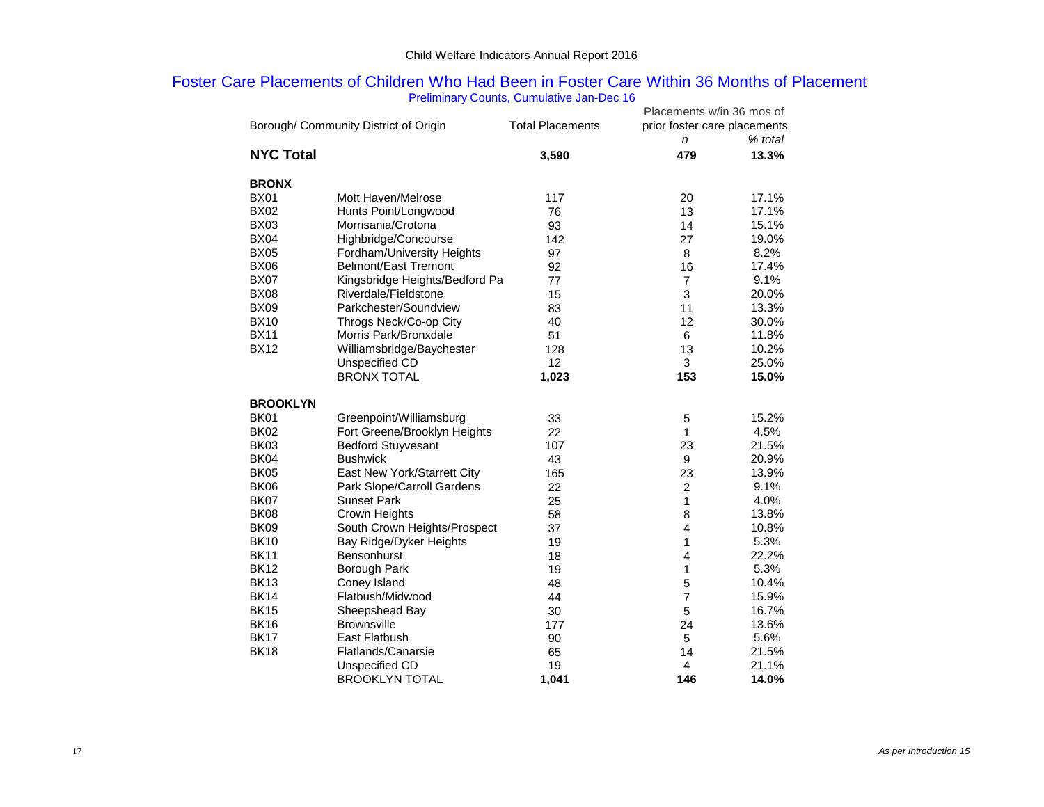Child Welfare Indicators Annual Report 2016

## Foster Care Placements of Children Who Had Been in Foster Care Within 36 Months of Placement

Preliminary Counts, Cumulative Jan-Dec 16

| Borough/ Community District of Origin | | Total Placements | Placements w/in 36 mos of prior foster care placements | |
|---|---|---|---|---|
| | | | *n* | *% total* |
| **NYC Total** | | **3,590** | **479** | **13.3%** |
| **BRONX** | | | | |
| BX01 | Mott Haven/Melrose | 117 | 20 | 17.1% |
| BX02 | Hunts Point/Longwood | 76 | 13 | 17.1% |
| BX03 | Morrisania/Crotona | 93 | 14 | 15.1% |
| BX04 | Highbridge/Concourse | 142 | 27 | 19.0% |
| BX05 | Fordham/University Heights | 97 | 8 | 8.2% |
| BX06 | Belmont/East Tremont | 92 | 16 | 17.4% |
| BX07 | Kingsbridge Heights/Bedford Pa | 77 | 7 | 9.1% |
| BX08 | Riverdale/Fieldstone | 15 | 3 | 20.0% |
| BX09 | Parkchester/Soundview | 83 | 11 | 13.3% |
| BX10 | Throgs Neck/Co-op City | 40 | 12 | 30.0% |
| BX11 | Morris Park/Bronxdale | 51 | 6 | 11.8% |
| BX12 | Williamsbridge/Baychester | 128 | 13 | 10.2% |
| | Unspecified CD | 12 | 3 | 25.0% |
| | BRONX TOTAL | **1,023** | **153** | **15.0%** |
| **BROOKLYN** | | | | |
| BK01 | Greenpoint/Williamsburg | 33 | 5 | 15.2% |
| BK02 | Fort Greene/Brooklyn Heights | 22 | 1 | 4.5% |
| BK03 | Bedford Stuyvesant | 107 | 23 | 21.5% |
| BK04 | Bushwick | 43 | 9 | 20.9% |
| BK05 | East New York/Starrett City | 165 | 23 | 13.9% |
| BK06 | Park Slope/Carroll Gardens | 22 | 2 | 9.1% |
| BK07 | Sunset Park | 25 | 1 | 4.0% |
| BK08 | Crown Heights | 58 | 8 | 13.8% |
| BK09 | South Crown Heights/Prospect | 37 | 4 | 10.8% |
| BK10 | Bay Ridge/Dyker Heights | 19 | 1 | 5.3% |
| BK11 | Bensonhurst | 18 | 4 | 22.2% |
| BK12 | Borough Park | 19 | 1 | 5.3% |
| BK13 | Coney Island | 48 | 5 | 10.4% |
| BK14 | Flatbush/Midwood | 44 | 7 | 15.9% |
| BK15 | Sheepshead Bay | 30 | 5 | 16.7% |
| BK16 | Brownsville | 177 | 24 | 13.6% |
| BK17 | East Flatbush | 90 | 5 | 5.6% |
| BK18 | Flatlands/Canarsie | 65 | 14 | 21.5% |
| | Unspecified CD | 19 | 4 | 21.1% |
| | BROOKLYN TOTAL | **1,041** | **146** | **14.0%** |

*As per Introduction 15*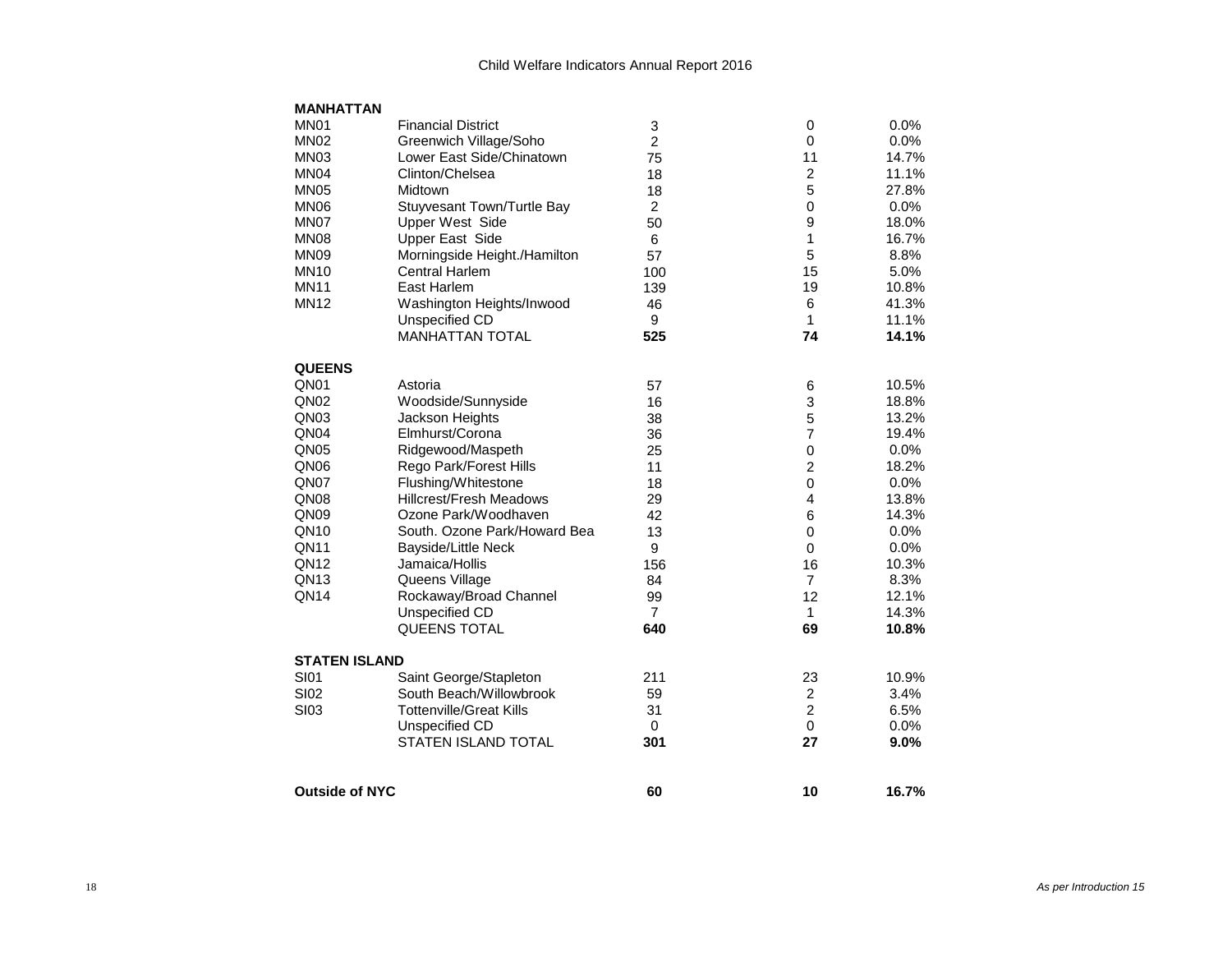Child Welfare Indicators Annual Report 2016

| | | | | |
|---|---|---|---|---|
| **MANHATTAN** | | | | |
| MN01 | Financial District | 3 | 0 | 0.0% |
| MN02 | Greenwich Village/Soho | 2 | 0 | 0.0% |
| MN03 | Lower East Side/Chinatown | 75 | 11 | 14.7% |
| MN04 | Clinton/Chelsea | 18 | 2 | 11.1% |
| MN05 | Midtown | 18 | 5 | 27.8% |
| MN06 | Stuyvesant Town/Turtle Bay | 2 | 0 | 0.0% |
| MN07 | Upper West Side | 50 | 9 | 18.0% |
| MN08 | Upper East Side | 6 | 1 | 16.7% |
| MN09 | Morningside Height./Hamilton | 57 | 5 | 8.8% |
| MN10 | Central Harlem | 100 | 15 | 5.0% |
| MN11 | East Harlem | 139 | 19 | 10.8% |
| MN12 | Washington Heights/Inwood | 46 | 6 | 41.3% |
| | Unspecified CD | 9 | 1 | 11.1% |
| | MANHATTAN TOTAL | **525** | **74** | **14.1%** |
| **QUEENS** | | | | |
| QN01 | Astoria | 57 | 6 | 10.5% |
| QN02 | Woodside/Sunnyside | 16 | 3 | 18.8% |
| QN03 | Jackson Heights | 38 | 5 | 13.2% |
| QN04 | Elmhurst/Corona | 36 | 7 | 19.4% |
| QN05 | Ridgewood/Maspeth | 25 | 0 | 0.0% |
| QN06 | Rego Park/Forest Hills | 11 | 2 | 18.2% |
| QN07 | Flushing/Whitestone | 18 | 0 | 0.0% |
| QN08 | Hillcrest/Fresh Meadows | 29 | 4 | 13.8% |
| QN09 | Ozone Park/Woodhaven | 42 | 6 | 14.3% |
| QN10 | South. Ozone Park/Howard Bea | 13 | 0 | 0.0% |
| QN11 | Bayside/Little Neck | 9 | 0 | 0.0% |
| QN12 | Jamaica/Hollis | 156 | 16 | 10.3% |
| QN13 | Queens Village | 84 | 7 | 8.3% |
| QN14 | Rockaway/Broad Channel | 99 | 12 | 12.1% |
| | Unspecified CD | 7 | 1 | 14.3% |
| | QUEENS TOTAL | **640** | **69** | **10.8%** |
| **STATEN ISLAND** | | | | |
| SI01 | Saint George/Stapleton | 211 | 23 | 10.9% |
| SI02 | South Beach/Willowbrook | 59 | 2 | 3.4% |
| SI03 | Tottenville/Great Kills | 31 | 2 | 6.5% |
| | Unspecified CD | 0 | 0 | 0.0% |
| | STATEN ISLAND TOTAL | **301** | **27** | **9.0%** |
| **Outside of NYC** | | **60** | **10** | **16.7%** |

*As per Introduction 15*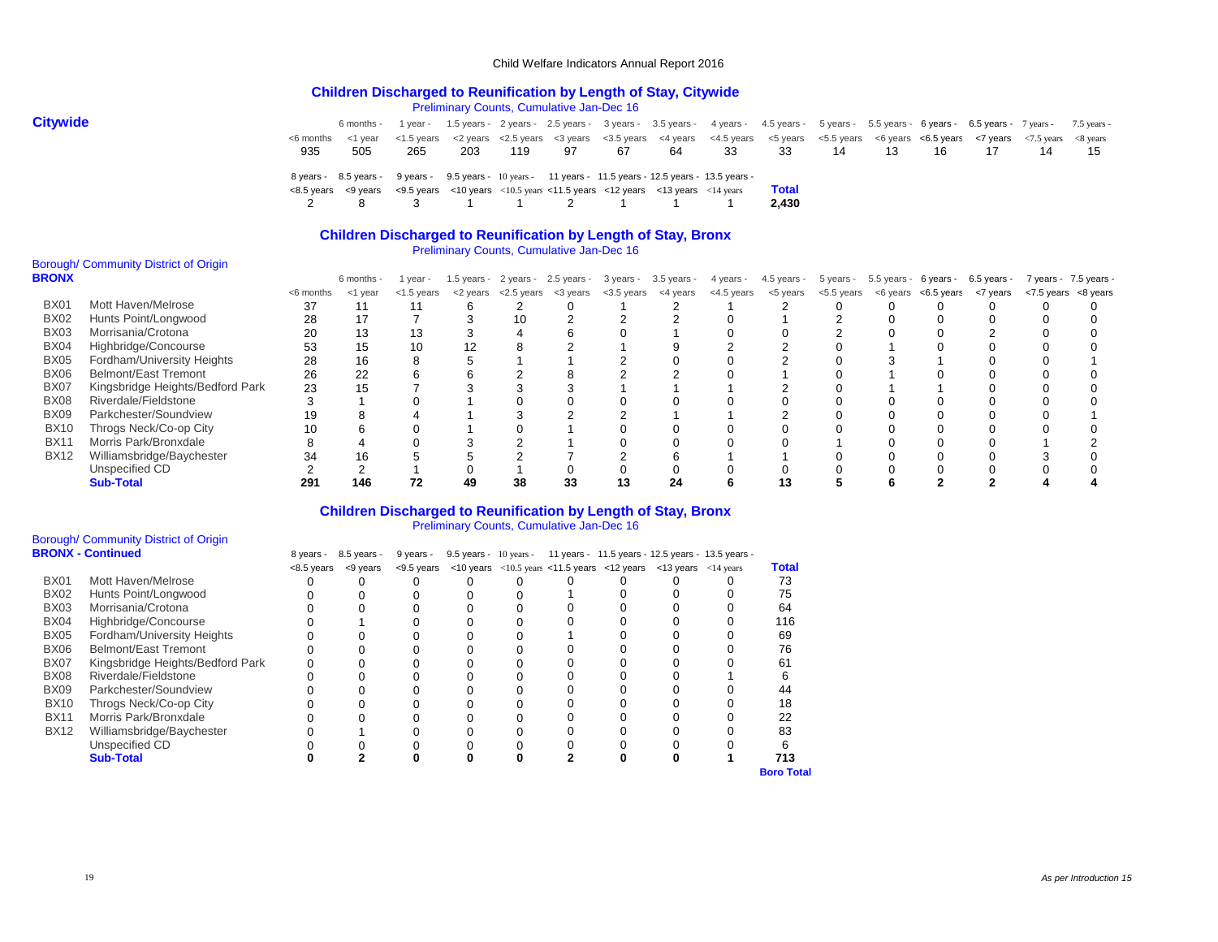## Children Discharged to Reunification by Length of Stay, Citywide

Preliminary Counts, Cumulative Jan-Dec 16

**Citywide**

| <6 months | 6 months - <1 year | 1 year - <1.5 years | 1.5 years - <2 years | 2 years - <2.5 years | 2.5 years - <3 years | 3 years - <3.5 years | 3.5 years - <4 years | 4 years - <4.5 years | 4.5 years - <5 years | 5 years - <5.5 years | 5.5 years - <6 years | 6 years - <6.5 years | 6.5 years - <7 years | 7 years - <7.5 years | 7.5 years - <8 years |
|---|---|---|---|---|---|---|---|---|---|---|---|---|---|---|---|
| 935 | 505 | 265 | 203 | 119 | 97 | 67 | 64 | 33 | 33 | 14 | 13 | 16 | 17 | 14 | 15 |

| 8 years - <8.5 years | 8.5 years - <9 years | 9 years - <9.5 years | 9.5 years - <10 years | 10 years - <10.5 years | 11 years - <11.5 years | 11.5 years - <12 years | 12.5 years - <13 years | 13.5 years - <14 years | Total |
|---|---|---|---|---|---|---|---|---|---|
| 2 | 8 | 3 | 1 | 1 | 2 | 1 | 1 | 1 | 2,430 |

## Children Discharged to Reunification by Length of Stay, Bronx

Preliminary Counts, Cumulative Jan-Dec 16

Borough/ Community District of Origin

**BRONX**

| | | <6 months | 6 months - <1 year | 1 year - <1.5 years | 1.5 years - <2 years | 2 years - <2.5 years | 2.5 years - <3 years | 3 years - <3.5 years | 3.5 years - <4 years | 4 years - <4.5 years | 4.5 years - <5 years | 5 years - <5.5 years | 5.5 years - <6 years | 6 years - <6.5 years | 6.5 years - <7 years | 7 years - <7.5 years | 7.5 years - <8 years |
|---|---|---|---|---|---|---|---|---|---|---|---|---|---|---|---|---|---|
| BX01 | Mott Haven/Melrose | 37 | 11 | 11 | 6 | 2 | 0 | 1 | 2 | 1 | 2 | 0 | 0 | 0 | 0 | 0 | 0 |
| BX02 | Hunts Point/Longwood | 28 | 17 | 7 | 3 | 10 | 2 | 2 | 2 | 0 | 1 | 2 | 0 | 0 | 0 | 0 | 0 |
| BX03 | Morrisania/Crotona | 20 | 13 | 13 | 3 | 4 | 6 | 0 | 1 | 0 | 0 | 2 | 0 | 0 | 2 | 0 | 0 |
| BX04 | Highbridge/Concourse | 53 | 15 | 10 | 12 | 8 | 2 | 1 | 9 | 2 | 2 | 0 | 1 | 0 | 0 | 0 | 0 |
| BX05 | Fordham/University Heights | 28 | 16 | 8 | 5 | 1 | 1 | 2 | 0 | 0 | 2 | 0 | 3 | 1 | 0 | 0 | 1 |
| BX06 | Belmont/East Tremont | 26 | 22 | 6 | 6 | 2 | 8 | 2 | 2 | 0 | 1 | 0 | 1 | 0 | 0 | 0 | 0 |
| BX07 | Kingsbridge Heights/Bedford Park | 23 | 15 | 7 | 3 | 3 | 3 | 1 | 1 | 1 | 2 | 0 | 1 | 1 | 0 | 0 | 0 |
| BX08 | Riverdale/Fieldstone | 3 | 1 | 0 | 1 | 0 | 0 | 0 | 0 | 0 | 0 | 0 | 0 | 0 | 0 | 0 | 0 |
| BX09 | Parkchester/Soundview | 19 | 8 | 4 | 1 | 3 | 2 | 2 | 1 | 1 | 2 | 0 | 0 | 0 | 0 | 0 | 1 |
| BX10 | Throgs Neck/Co-op City | 10 | 6 | 0 | 1 | 0 | 1 | 0 | 0 | 0 | 0 | 0 | 0 | 0 | 0 | 0 | 0 |
| BX11 | Morris Park/Bronxdale | 8 | 4 | 0 | 3 | 2 | 1 | 0 | 0 | 0 | 0 | 1 | 0 | 0 | 0 | 1 | 2 |
| BX12 | Williamsbridge/Baychester | 34 | 16 | 5 | 5 | 2 | 7 | 2 | 6 | 1 | 1 | 0 | 0 | 0 | 0 | 3 | 0 |
| | Unspecified CD | 2 | 2 | 1 | 0 | 1 | 0 | 0 | 0 | 0 | 0 | 0 | 0 | 0 | 0 | 0 | 0 |
| | **Sub-Total** | **291** | **146** | **72** | **49** | **38** | **33** | **13** | **24** | **6** | **13** | **5** | **6** | **2** | **2** | **4** | **4** |

## Children Discharged to Reunification by Length of Stay, Bronx

Preliminary Counts, Cumulative Jan-Dec 16

Borough/ Community District of Origin

**BRONX - Continued**

| | | 8 years - <8.5 years | 8.5 years - <9 years | 9 years - <9.5 years | 9.5 years - <10 years | 10 years - <10.5 years | 11 years - <11.5 years | 11.5 years - <12 years | 12.5 years - <13 years | 13.5 years - <14 years | Total |
|---|---|---|---|---|---|---|---|---|---|---|---|
| BX01 | Mott Haven/Melrose | 0 | 0 | 0 | 0 | 0 | 0 | 0 | 0 | 0 | 73 |
| BX02 | Hunts Point/Longwood | 0 | 0 | 0 | 0 | 0 | 1 | 0 | 0 | 0 | 75 |
| BX03 | Morrisania/Crotona | 0 | 0 | 0 | 0 | 0 | 0 | 0 | 0 | 0 | 64 |
| BX04 | Highbridge/Concourse | 0 | 1 | 0 | 0 | 0 | 0 | 0 | 0 | 0 | 116 |
| BX05 | Fordham/University Heights | 0 | 0 | 0 | 0 | 0 | 1 | 0 | 0 | 0 | 69 |
| BX06 | Belmont/East Tremont | 0 | 0 | 0 | 0 | 0 | 0 | 0 | 0 | 0 | 76 |
| BX07 | Kingsbridge Heights/Bedford Park | 0 | 0 | 0 | 0 | 0 | 0 | 0 | 0 | 0 | 61 |
| BX08 | Riverdale/Fieldstone | 0 | 0 | 0 | 0 | 0 | 0 | 0 | 0 | 1 | 6 |
| BX09 | Parkchester/Soundview | 0 | 0 | 0 | 0 | 0 | 0 | 0 | 0 | 0 | 44 |
| BX10 | Throgs Neck/Co-op City | 0 | 0 | 0 | 0 | 0 | 0 | 0 | 0 | 0 | 18 |
| BX11 | Morris Park/Bronxdale | 0 | 0 | 0 | 0 | 0 | 0 | 0 | 0 | 0 | 22 |
| BX12 | Williamsbridge/Baychester | 0 | 1 | 0 | 0 | 0 | 0 | 0 | 0 | 0 | 83 |
| | Unspecified CD | 0 | 0 | 0 | 0 | 0 | 0 | 0 | 0 | 0 | 6 |
| | **Sub-Total** | **0** | **2** | **0** | **0** | **0** | **2** | **0** | **0** | **1** | **713** |
| | | | | | | | | | | | **Boro Total** |

*As per Introduction 15*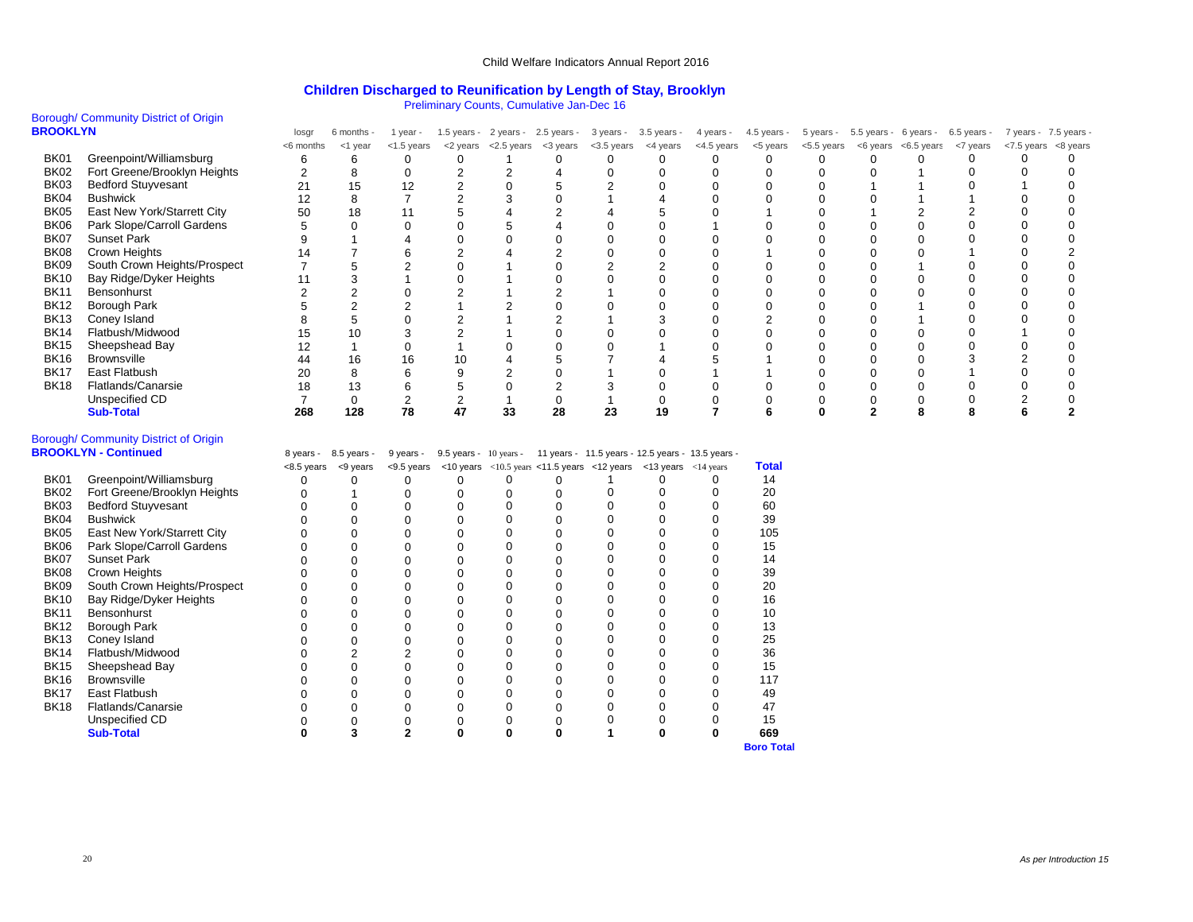Child Welfare Indicators Annual Report 2016

## Children Discharged to Reunification by Length of Stay, Brooklyn

Preliminary Counts, Cumulative Jan-Dec 16

| Borough/ Community District of Origin | | losgr | 6 months - | 1 year - | 1.5 years - | 2 years - | 2.5 years - | 3 years - | 3.5 years - | 4 years - | 4.5 years - | 5 years - | 5.5 years - | 6 years - | 6.5 years - | 7 years - | 7.5 years - |
|---|---|---|---|---|---|---|---|---|---|---|---|---|---|---|---|---|---|
| **BROOKLYN** | | <6 months | <1 year | <1.5 years | <2 years | <2.5 years | <3 years | <3.5 years | <4 years | <4.5 years | <5 years | <5.5 years | <6 years | <6.5 years | <7 years | <7.5 years | <8 years |
| BK01 | Greenpoint/Williamsburg | 6 | 6 | 0 | 1 | 0 | 0 | 0 | 0 | 0 | 0 | 0 | 0 | 0 | 0 | 0 | 0 |
| BK02 | Fort Greene/Brooklyn Heights | 2 | 8 | 0 | 2 | 2 | 4 | 0 | 0 | 0 | 0 | 0 | 0 | 1 | 0 | 0 | 0 |
| BK03 | Bedford Stuyvesant | 21 | 15 | 12 | 2 | 0 | 5 | 2 | 0 | 0 | 0 | 0 | 1 | 1 | 0 | 1 | 0 |
| BK04 | Bushwick | 12 | 8 | 7 | 2 | 3 | 0 | 1 | 4 | 0 | 0 | 0 | 0 | 1 | 1 | 0 | 0 |
| BK05 | East New York/Starrett City | 50 | 18 | 11 | 5 | 4 | 2 | 4 | 5 | 0 | 1 | 0 | 1 | 2 | 2 | 0 | 0 |
| BK06 | Park Slope/Carroll Gardens | 5 | 0 | 0 | 0 | 5 | 4 | 0 | 0 | 1 | 0 | 0 | 0 | 0 | 0 | 0 | 0 |
| BK07 | Sunset Park | 9 | 1 | 4 | 0 | 0 | 0 | 0 | 0 | 0 | 0 | 0 | 0 | 0 | 0 | 0 | 0 |
| BK08 | Crown Heights | 14 | 7 | 6 | 2 | 4 | 2 | 0 | 0 | 0 | 1 | 0 | 0 | 0 | 1 | 0 | 2 |
| BK09 | South Crown Heights/Prospect | 7 | 5 | 2 | 0 | 1 | 0 | 2 | 2 | 0 | 0 | 0 | 0 | 1 | 0 | 0 | 0 |
| BK10 | Bay Ridge/Dyker Heights | 11 | 3 | 1 | 0 | 1 | 0 | 0 | 0 | 0 | 0 | 0 | 0 | 0 | 0 | 0 | 0 |
| BK11 | Bensonhurst | 2 | 2 | 0 | 2 | 1 | 2 | 1 | 0 | 0 | 0 | 0 | 0 | 0 | 0 | 0 | 0 |
| BK12 | Borough Park | 5 | 2 | 2 | 1 | 2 | 0 | 0 | 0 | 0 | 0 | 0 | 0 | 1 | 0 | 0 | 0 |
| BK13 | Coney Island | 8 | 5 | 0 | 2 | 1 | 2 | 1 | 3 | 0 | 2 | 0 | 0 | 1 | 0 | 0 | 0 |
| BK14 | Flatbush/Midwood | 15 | 10 | 3 | 2 | 1 | 0 | 0 | 0 | 0 | 0 | 0 | 0 | 0 | 0 | 1 | 0 |
| BK15 | Sheepshead Bay | 12 | 1 | 0 | 1 | 0 | 0 | 0 | 1 | 0 | 0 | 0 | 0 | 0 | 0 | 0 | 0 |
| BK16 | Brownsville | 44 | 16 | 16 | 10 | 4 | 5 | 7 | 4 | 5 | 1 | 0 | 0 | 0 | 3 | 2 | 0 |
| BK17 | East Flatbush | 20 | 8 | 6 | 9 | 2 | 0 | 1 | 0 | 1 | 1 | 0 | 0 | 0 | 1 | 0 | 0 |
| BK18 | Flatlands/Canarsie | 18 | 13 | 6 | 5 | 0 | 2 | 3 | 0 | 0 | 0 | 0 | 0 | 0 | 0 | 0 | 0 |
| | Unspecified CD | 7 | 0 | 2 | 2 | 1 | 0 | 1 | 0 | 0 | 0 | 0 | 0 | 0 | 0 | 2 | 0 |
| | **Sub-Total** | **268** | **128** | **78** | **47** | **33** | **28** | **23** | **19** | **7** | **6** | **0** | **2** | **8** | **8** | **6** | **2** |

| Borough/ Community District of Origin | | 8 years - | 8.5 years - | 9 years - | 9.5 years - | 10 years - | 11 years - | 11.5 years - | 12.5 years - | 13.5 years - | |
|---|---|---|---|---|---|---|---|---|---|---|---|
| **BROOKLYN - Continued** | | <8.5 years | <9 years | <9.5 years | <10 years | <10.5 years | <11.5 years | <12 years | <13 years | <14 years | **Total** |
| BK01 | Greenpoint/Williamsburg | 0 | 0 | 0 | 0 | 0 | 0 | 1 | 0 | 0 | 14 |
| BK02 | Fort Greene/Brooklyn Heights | 0 | 1 | 0 | 0 | 0 | 0 | 0 | 0 | 0 | 20 |
| BK03 | Bedford Stuyvesant | 0 | 0 | 0 | 0 | 0 | 0 | 0 | 0 | 0 | 60 |
| BK04 | Bushwick | 0 | 0 | 0 | 0 | 0 | 0 | 0 | 0 | 0 | 39 |
| BK05 | East New York/Starrett City | 0 | 0 | 0 | 0 | 0 | 0 | 0 | 0 | 0 | 105 |
| BK06 | Park Slope/Carroll Gardens | 0 | 0 | 0 | 0 | 0 | 0 | 0 | 0 | 0 | 15 |
| BK07 | Sunset Park | 0 | 0 | 0 | 0 | 0 | 0 | 0 | 0 | 0 | 14 |
| BK08 | Crown Heights | 0 | 0 | 0 | 0 | 0 | 0 | 0 | 0 | 0 | 39 |
| BK09 | South Crown Heights/Prospect | 0 | 0 | 0 | 0 | 0 | 0 | 0 | 0 | 0 | 20 |
| BK10 | Bay Ridge/Dyker Heights | 0 | 0 | 0 | 0 | 0 | 0 | 0 | 0 | 0 | 16 |
| BK11 | Bensonhurst | 0 | 0 | 0 | 0 | 0 | 0 | 0 | 0 | 0 | 10 |
| BK12 | Borough Park | 0 | 0 | 0 | 0 | 0 | 0 | 0 | 0 | 0 | 13 |
| BK13 | Coney Island | 0 | 0 | 0 | 0 | 0 | 0 | 0 | 0 | 0 | 25 |
| BK14 | Flatbush/Midwood | 0 | 2 | 2 | 0 | 0 | 0 | 0 | 0 | 0 | 36 |
| BK15 | Sheepshead Bay | 0 | 0 | 0 | 0 | 0 | 0 | 0 | 0 | 0 | 15 |
| BK16 | Brownsville | 0 | 0 | 0 | 0 | 0 | 0 | 0 | 0 | 0 | 117 |
| BK17 | East Flatbush | 0 | 0 | 0 | 0 | 0 | 0 | 0 | 0 | 0 | 49 |
| BK18 | Flatlands/Canarsie | 0 | 0 | 0 | 0 | 0 | 0 | 0 | 0 | 0 | 47 |
| | Unspecified CD | 0 | 0 | 0 | 0 | 0 | 0 | 0 | 0 | 0 | 15 |
| | **Sub-Total** | **0** | **3** | **2** | **0** | **0** | **0** | **1** | **0** | **0** | **669** |
| | | | | | | | | | | | **Boro Total** |

*As per Introduction 15*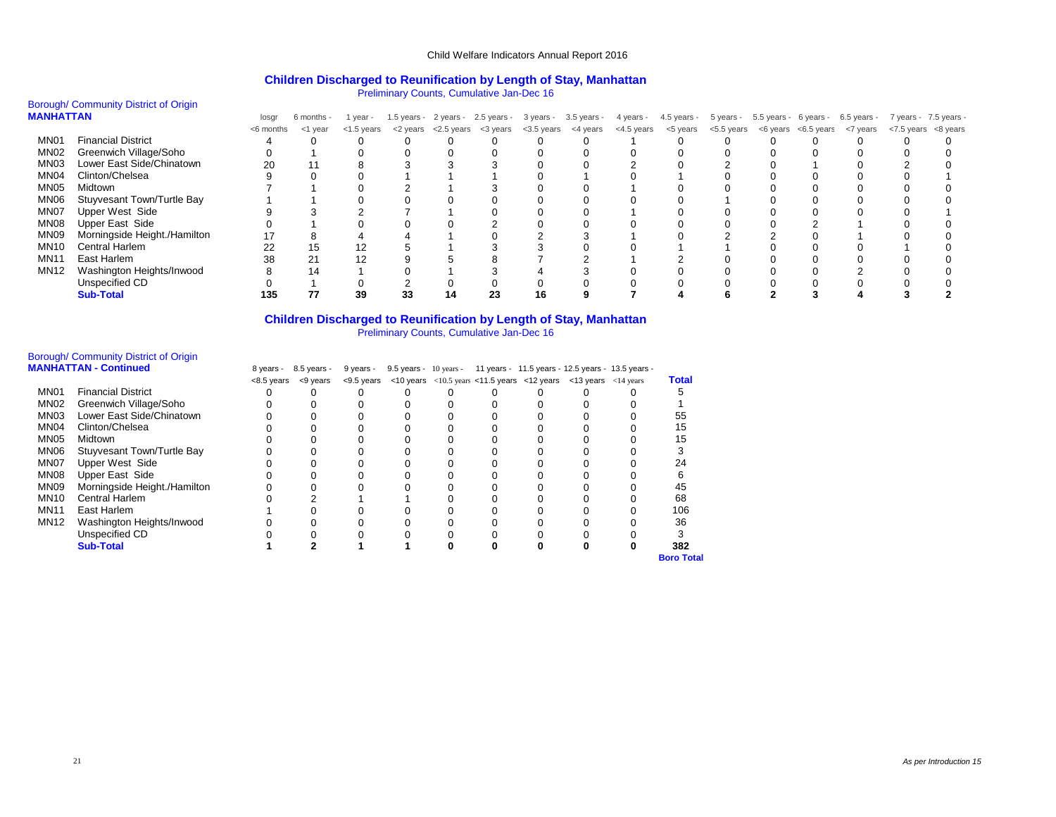Child Welfare Indicators Annual Report 2016

## Children Discharged to Reunification by Length of Stay, Manhattan

Preliminary Counts, Cumulative Jan-Dec 16

| Borough/ Community District of Origin **MANHATTAN** | | losgr <6 months | 6 months - <1 year | 1 year - <1.5 years | 1.5 years - <2 years | 2 years - <2.5 years | 2.5 years - <3 years | 3 years - <3.5 years | 3.5 years - <4 years | 4 years - <4.5 years | 4.5 years - <5 years | 5 years - <5.5 years | 5.5 years - <6 years | 6 years - <6.5 years | 6.5 years - <7 years | 7 years - <7.5 years | 7.5 years - <8 years |
|---|---|---|---|---|---|---|---|---|---|---|---|---|---|---|---|---|---|
| MN01 | Financial District | 4 | 0 | 0 | 0 | 0 | 0 | 0 | 0 | 1 | 0 | 0 | 0 | 0 | 0 | 0 | 0 |
| MN02 | Greenwich Village/Soho | 0 | 1 | 0 | 0 | 0 | 0 | 0 | 0 | 0 | 0 | 0 | 0 | 0 | 0 | 0 | 0 |
| MN03 | Lower East Side/Chinatown | 20 | 11 | 8 | 3 | 3 | 3 | 0 | 0 | 2 | 0 | 2 | 0 | 1 | 0 | 2 | 0 |
| MN04 | Clinton/Chelsea | 9 | 0 | 0 | 1 | 1 | 1 | 0 | 1 | 0 | 1 | 0 | 0 | 0 | 0 | 0 | 1 |
| MN05 | Midtown | 7 | 1 | 0 | 2 | 1 | 3 | 0 | 0 | 1 | 0 | 0 | 0 | 0 | 0 | 0 | 0 |
| MN06 | Stuyvesant Town/Turtle Bay | 1 | 1 | 0 | 0 | 0 | 0 | 0 | 0 | 0 | 0 | 1 | 0 | 0 | 0 | 0 | 0 |
| MN07 | Upper West Side | 9 | 3 | 2 | 7 | 1 | 0 | 0 | 0 | 1 | 0 | 0 | 0 | 0 | 0 | 0 | 1 |
| MN08 | Upper East Side | 0 | 1 | 0 | 0 | 0 | 2 | 0 | 0 | 0 | 0 | 0 | 0 | 2 | 1 | 0 | 0 |
| MN09 | Morningside Height./Hamilton | 17 | 8 | 4 | 4 | 1 | 0 | 2 | 3 | 1 | 0 | 2 | 2 | 0 | 1 | 0 | 0 |
| MN10 | Central Harlem | 22 | 15 | 12 | 5 | 1 | 3 | 3 | 0 | 0 | 1 | 1 | 0 | 0 | 0 | 1 | 0 |
| MN11 | East Harlem | 38 | 21 | 12 | 9 | 5 | 8 | 7 | 2 | 1 | 2 | 0 | 0 | 0 | 0 | 0 | 0 |
| MN12 | Washington Heights/Inwood | 8 | 14 | 1 | 0 | 1 | 3 | 4 | 3 | 0 | 0 | 0 | 0 | 0 | 2 | 0 | 0 |
| | Unspecified CD | 0 | 1 | 0 | 2 | 0 | 0 | 0 | 0 | 0 | 0 | 0 | 0 | 0 | 0 | 0 | 0 |
| | **Sub-Total** | **135** | **77** | **39** | **33** | **14** | **23** | **16** | **9** | **7** | **4** | **6** | **2** | **3** | **4** | **3** | **2** |

## Children Discharged to Reunification by Length of Stay, Manhattan

Preliminary Counts, Cumulative Jan-Dec 16

| Borough/ Community District of Origin **MANHATTAN - Continued** | | 8 years - <8.5 years | 8.5 years - <9 years | 9 years - <9.5 years | 9.5 years - <10 years | 10 years - <10.5 years | 11 years - <11.5 years | 11.5 years - <12 years | 12.5 years - <13 years | 13.5 years - <14 years | **Total** |
|---|---|---|---|---|---|---|---|---|---|---|---|
| MN01 | Financial District | 0 | 0 | 0 | 0 | 0 | 0 | 0 | 0 | 0 | 5 |
| MN02 | Greenwich Village/Soho | 0 | 0 | 0 | 0 | 0 | 0 | 0 | 0 | 0 | 1 |
| MN03 | Lower East Side/Chinatown | 0 | 0 | 0 | 0 | 0 | 0 | 0 | 0 | 0 | 55 |
| MN04 | Clinton/Chelsea | 0 | 0 | 0 | 0 | 0 | 0 | 0 | 0 | 0 | 15 |
| MN05 | Midtown | 0 | 0 | 0 | 0 | 0 | 0 | 0 | 0 | 0 | 15 |
| MN06 | Stuyvesant Town/Turtle Bay | 0 | 0 | 0 | 0 | 0 | 0 | 0 | 0 | 0 | 3 |
| MN07 | Upper West Side | 0 | 0 | 0 | 0 | 0 | 0 | 0 | 0 | 0 | 24 |
| MN08 | Upper East Side | 0 | 0 | 0 | 0 | 0 | 0 | 0 | 0 | 0 | 6 |
| MN09 | Morningside Height./Hamilton | 0 | 0 | 0 | 0 | 0 | 0 | 0 | 0 | 0 | 45 |
| MN10 | Central Harlem | 0 | 2 | 1 | 1 | 0 | 0 | 0 | 0 | 0 | 68 |
| MN11 | East Harlem | 1 | 0 | 0 | 0 | 0 | 0 | 0 | 0 | 0 | 106 |
| MN12 | Washington Heights/Inwood | 0 | 0 | 0 | 0 | 0 | 0 | 0 | 0 | 0 | 36 |
| | Unspecified CD | 0 | 0 | 0 | 0 | 0 | 0 | 0 | 0 | 0 | 3 |
| | **Sub-Total** | **1** | **2** | **1** | **1** | **0** | **0** | **0** | **0** | **0** | **382** |
| | | | | | | | | | | | **Boro Total** |

*As per Introduction 15*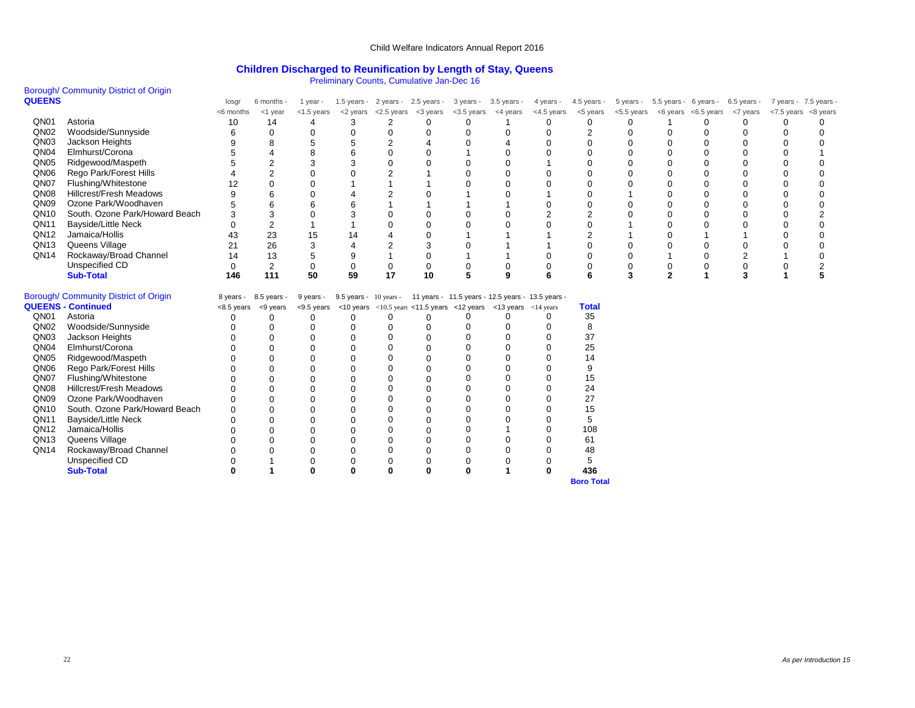Child Welfare Indicators Annual Report 2016

# Children Discharged to Reunification by Length of Stay, Queens

Preliminary Counts, Cumulative Jan-Dec 16

| Borough/ Community District of Origin QUEENS | | losgr <6 months | 6 months - <1 year | 1 year - <1.5 years | 1.5 years - <2 years | 2 years - <2.5 years | 2.5 years - <3 years | 3 years - <3.5 years | 3.5 years - <4 years | 4 years - <4.5 years | 4.5 years - <5 years | 5 years - <5.5 years | 5.5 years - <6 years | 6 years - <6.5 years | 6.5 years - <7 years | 7 years - <7.5 years | 7.5 years - <8 years |
|---|---|---|---|---|---|---|---|---|---|---|---|---|---|---|---|---|---|
| QN01 | Astoria | 10 | 14 | 4 | 3 | 2 | 0 | 0 | 1 | 0 | 0 | 0 | 1 | 0 | 0 | 0 | 0 |
| QN02 | Woodside/Sunnyside | 6 | 0 | 0 | 0 | 0 | 0 | 0 | 0 | 0 | 2 | 0 | 0 | 0 | 0 | 0 | 0 |
| QN03 | Jackson Heights | 9 | 8 | 5 | 5 | 2 | 4 | 0 | 4 | 0 | 0 | 0 | 0 | 0 | 0 | 0 | 0 |
| QN04 | Elmhurst/Corona | 5 | 4 | 8 | 6 | 0 | 0 | 1 | 0 | 0 | 0 | 0 | 0 | 0 | 0 | 0 | 1 |
| QN05 | Ridgewood/Maspeth | 5 | 2 | 3 | 3 | 0 | 0 | 0 | 0 | 1 | 0 | 0 | 0 | 0 | 0 | 0 | 0 |
| QN06 | Rego Park/Forest Hills | 4 | 2 | 0 | 0 | 2 | 1 | 0 | 0 | 0 | 0 | 0 | 0 | 0 | 0 | 0 | 0 |
| QN07 | Flushing/Whitestone | 12 | 0 | 0 | 1 | 1 | 1 | 0 | 0 | 0 | 0 | 0 | 0 | 0 | 0 | 0 | 0 |
| QN08 | Hillcrest/Fresh Meadows | 9 | 6 | 0 | 4 | 2 | 0 | 1 | 0 | 1 | 0 | 1 | 0 | 0 | 0 | 0 | 0 |
| QN09 | Ozone Park/Woodhaven | 5 | 6 | 6 | 6 | 1 | 1 | 1 | 1 | 0 | 0 | 0 | 0 | 0 | 0 | 0 | 0 |
| QN10 | South. Ozone Park/Howard Beach | 3 | 3 | 0 | 3 | 0 | 0 | 0 | 0 | 2 | 2 | 0 | 0 | 0 | 0 | 0 | 2 |
| QN11 | Bayside/Little Neck | 0 | 2 | 1 | 1 | 0 | 0 | 0 | 0 | 0 | 0 | 1 | 0 | 0 | 0 | 0 | 0 |
| QN12 | Jamaica/Hollis | 43 | 23 | 15 | 14 | 4 | 0 | 1 | 1 | 1 | 2 | 1 | 0 | 1 | 1 | 0 | 0 |
| QN13 | Queens Village | 21 | 26 | 3 | 4 | 2 | 3 | 0 | 1 | 1 | 0 | 0 | 0 | 0 | 0 | 0 | 0 |
| QN14 | Rockaway/Broad Channel | 14 | 13 | 5 | 9 | 1 | 0 | 1 | 1 | 0 | 0 | 0 | 1 | 0 | 2 | 1 | 0 |
| | Unspecified CD | 0 | 2 | 0 | 0 | 0 | 0 | 0 | 0 | 0 | 0 | 0 | 0 | 0 | 0 | 0 | 2 |
| | **Sub-Total** | **146** | **111** | **50** | **59** | **17** | **10** | **5** | **9** | **6** | **6** | **3** | **2** | **1** | **3** | **1** | **5** |

| Borough/ Community District of Origin QUEENS - Continued | | 8 years - <8.5 years | 8.5 years - <9 years | 9 years - <9.5 years | 9.5 years - <10 years | 10 years - <10.5 years | 11 years - <11.5 years | 11.5 years - <12 years | 12.5 years - <13 years | 13.5 years - <14 years | Total |
|---|---|---|---|---|---|---|---|---|---|---|---|
| QN01 | Astoria | 0 | 0 | 0 | 0 | 0 | 0 | 0 | 0 | 0 | 35 |
| QN02 | Woodside/Sunnyside | 0 | 0 | 0 | 0 | 0 | 0 | 0 | 0 | 0 | 8 |
| QN03 | Jackson Heights | 0 | 0 | 0 | 0 | 0 | 0 | 0 | 0 | 0 | 37 |
| QN04 | Elmhurst/Corona | 0 | 0 | 0 | 0 | 0 | 0 | 0 | 0 | 0 | 25 |
| QN05 | Ridgewood/Maspeth | 0 | 0 | 0 | 0 | 0 | 0 | 0 | 0 | 0 | 14 |
| QN06 | Rego Park/Forest Hills | 0 | 0 | 0 | 0 | 0 | 0 | 0 | 0 | 0 | 9 |
| QN07 | Flushing/Whitestone | 0 | 0 | 0 | 0 | 0 | 0 | 0 | 0 | 0 | 15 |
| QN08 | Hillcrest/Fresh Meadows | 0 | 0 | 0 | 0 | 0 | 0 | 0 | 0 | 0 | 24 |
| QN09 | Ozone Park/Woodhaven | 0 | 0 | 0 | 0 | 0 | 0 | 0 | 0 | 0 | 27 |
| QN10 | South. Ozone Park/Howard Beach | 0 | 0 | 0 | 0 | 0 | 0 | 0 | 0 | 0 | 15 |
| QN11 | Bayside/Little Neck | 0 | 0 | 0 | 0 | 0 | 0 | 0 | 0 | 0 | 5 |
| QN12 | Jamaica/Hollis | 0 | 0 | 0 | 0 | 0 | 0 | 0 | 1 | 0 | 108 |
| QN13 | Queens Village | 0 | 0 | 0 | 0 | 0 | 0 | 0 | 0 | 0 | 61 |
| QN14 | Rockaway/Broad Channel | 0 | 0 | 0 | 0 | 0 | 0 | 0 | 0 | 0 | 48 |
| | Unspecified CD | 0 | 1 | 0 | 0 | 0 | 0 | 0 | 0 | 0 | 5 |
| | **Sub-Total** | **0** | **1** | **0** | **0** | **0** | **0** | **0** | **1** | **0** | **436** |
| | | | | | | | | | | | **Boro Total** |

*As per Introduction 15*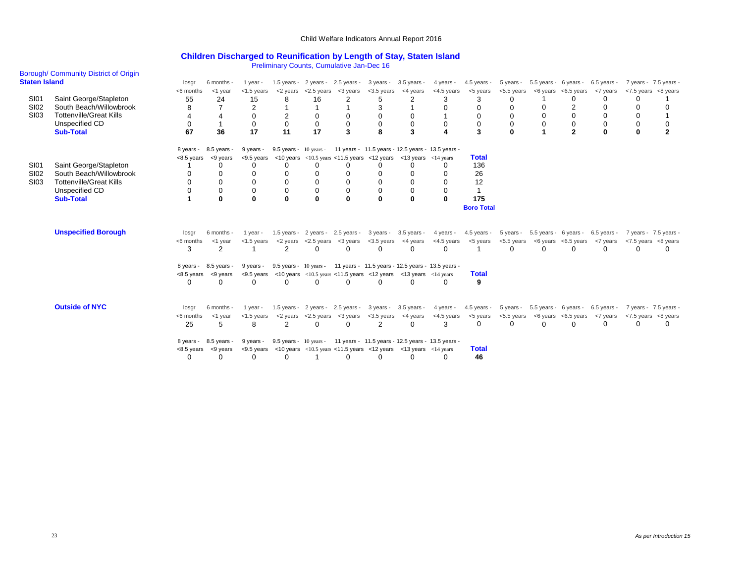Child Welfare Indicators Annual Report 2016

## Children Discharged to Reunification by Length of Stay, Staten Island

Preliminary Counts, Cumulative Jan-Dec 16

Borough/ Community District of Origin

**Staten Island**

| | | losgr <6 months | 6 months - <1 year | 1 year - <1.5 years | 1.5 years - <2 years | 2 years - <2.5 years | 2.5 years - <3 years | 3 years - <3.5 years | 3.5 years - <4 years | 4 years - <4.5 years | 4.5 years - <5 years | 5 years - <5.5 years | 5.5 years - <6 years | 6 years - <6.5 years | 6.5 years - <7 years | 7 years - <7.5 years | 7.5 years - <8 years |
|---|---|---|---|---|---|---|---|---|---|---|---|---|---|---|---|---|---|
| SI01 | Saint George/Stapleton | 55 | 24 | 15 | 8 | 16 | 2 | 5 | 2 | 3 | 3 | 0 | 1 | 0 | 0 | 0 | 1 |
| SI02 | South Beach/Willowbrook | 8 | 7 | 2 | 1 | 1 | 1 | 3 | 1 | 0 | 0 | 0 | 0 | 2 | 0 | 0 | 0 |
| SI03 | Tottenville/Great Kills | 4 | 4 | 0 | 2 | 0 | 0 | 0 | 0 | 1 | 0 | 0 | 0 | 0 | 0 | 0 | 1 |
| | Unspecified CD | 0 | 1 | 0 | 0 | 0 | 0 | 0 | 0 | 0 | 0 | 0 | 0 | 0 | 0 | 0 | 0 |
| | **Sub-Total** | **67** | **36** | **17** | **11** | **17** | **3** | **8** | **3** | **4** | **3** | **0** | **1** | **2** | **0** | **0** | **2** |

| | | 8 years - <8.5 years | 8.5 years - <9 years | 9 years - <9.5 years | 9.5 years - <10 years | 10 years - <10.5 years | 11 years - <11.5 years | 11.5 years - <12 years | 12.5 years - <13 years | 13.5 years - <14 years | **Total** |
|---|---|---|---|---|---|---|---|---|---|---|---|
| SI01 | Saint George/Stapleton | 1 | 0 | 0 | 0 | 0 | 0 | 0 | 0 | 0 | 136 |
| SI02 | South Beach/Willowbrook | 0 | 0 | 0 | 0 | 0 | 0 | 0 | 0 | 0 | 26 |
| SI03 | Tottenville/Great Kills | 0 | 0 | 0 | 0 | 0 | 0 | 0 | 0 | 0 | 12 |
| | Unspecified CD | 0 | 0 | 0 | 0 | 0 | 0 | 0 | 0 | 0 | 1 |
| | **Sub-Total** | **1** | **0** | **0** | **0** | **0** | **0** | **0** | **0** | **0** | **175** |
| | | | | | | | | | | | **Boro Total** |

**Unspecified Borough**

| losgr <6 months | 6 months - <1 year | 1 year - <1.5 years | 1.5 years - <2 years | 2 years - <2.5 years | 2.5 years - <3 years | 3 years - <3.5 years | 3.5 years - <4 years | 4 years - <4.5 years | 4.5 years - <5 years | 5 years - <5.5 years | 5.5 years - <6 years | 6 years - <6.5 years | 6.5 years - <7 years | 7 years - <7.5 years | 7.5 years - <8 years |
|---|---|---|---|---|---|---|---|---|---|---|---|---|---|---|---|
| 3 | 2 | 1 | 2 | 0 | 0 | 0 | 0 | 0 | 1 | 0 | 0 | 0 | 0 | 0 | 0 |

| 8 years - <8.5 years | 8.5 years - <9 years | 9 years - <9.5 years | 9.5 years - <10 years | 10 years - <10.5 years | 11 years - <11.5 years | 11.5 years - <12 years | 12.5 years - <13 years | 13.5 years - <14 years | **Total** |
|---|---|---|---|---|---|---|---|---|---|
| 0 | 0 | 0 | 0 | 0 | 0 | 0 | 0 | 0 | **9** |

**Outside of NYC**

| losgr <6 months | 6 months - <1 year | 1 year - <1.5 years | 1.5 years - <2 years | 2 years - <2.5 years | 2.5 years - <3 years | 3 years - <3.5 years | 3.5 years - <4 years | 4 years - <4.5 years | 4.5 years - <5 years | 5 years - <5.5 years | 5.5 years - <6 years | 6 years - <6.5 years | 6.5 years - <7 years | 7 years - <7.5 years | 7.5 years - <8 years |
|---|---|---|---|---|---|---|---|---|---|---|---|---|---|---|---|
| 25 | 5 | 8 | 2 | 0 | 0 | 2 | 0 | 3 | 0 | 0 | 0 | 0 | 0 | 0 | 0 |

| 8 years - <8.5 years | 8.5 years - <9 years | 9 years - <9.5 years | 9.5 years - <10 years | 10 years - <10.5 years | 11 years - <11.5 years | 11.5 years - <12 years | 12.5 years - <13 years | 13.5 years - <14 years | **Total** |
|---|---|---|---|---|---|---|---|---|---|
| 0 | 0 | 0 | 0 | 1 | 0 | 0 | 0 | 0 | **46** |

*As per Introduction 15*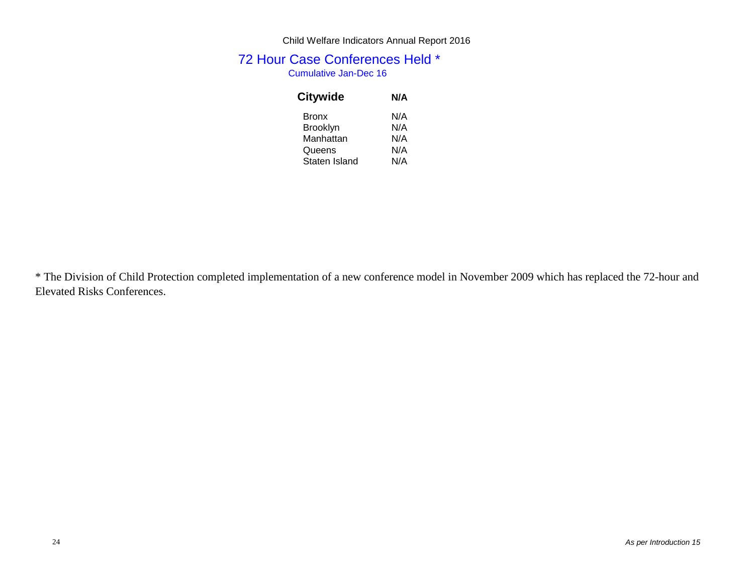## 72 Hour Case Conferences Held *

Cumulative Jan-Dec 16

| | |
|---|---|
| **Citywide** | **N/A** |
| Bronx | N/A |
| Brooklyn | N/A |
| Manhattan | N/A |
| Queens | N/A |
| Staten Island | N/A |

* The Division of Child Protection completed implementation of a new conference model in November 2009 which has replaced the 72-hour and Elevated Risks Conferences.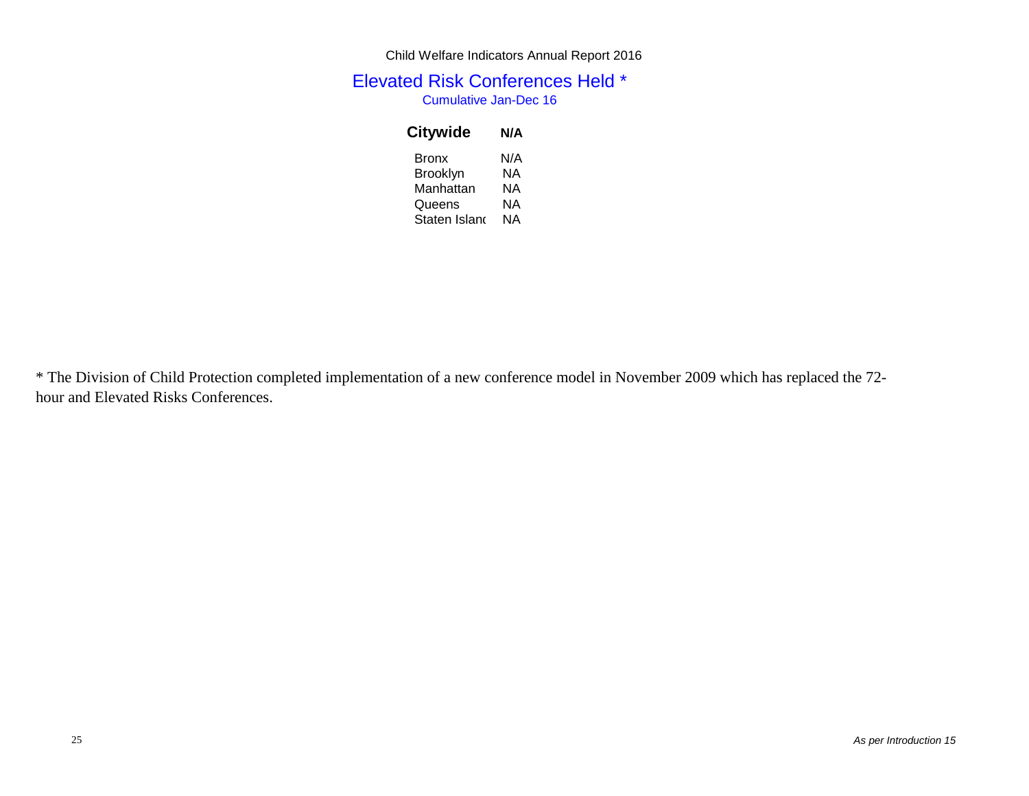Child Welfare Indicators Annual Report 2016

# Elevated Risk Conferences Held *

Cumulative Jan-Dec 16

| | |
|---|---|
| **Citywide** | **N/A** |
| Bronx | N/A |
| Brooklyn | NA |
| Manhattan | NA |
| Queens | NA |
| Staten Island | NA |

* The Division of Child Protection completed implementation of a new conference model in November 2009 which has replaced the 72-hour and Elevated Risks Conferences.

*As per Introduction 15*